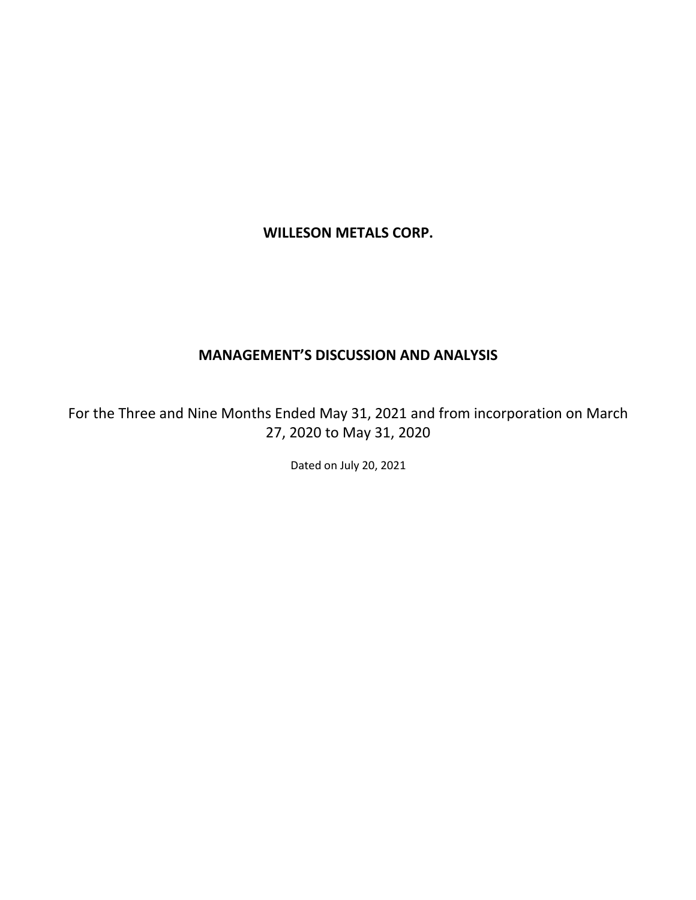# WILLESON METALS CORP.

## MANAGEMENT'S DISCUSSION AND ANALYSIS

For the Three and Nine Months Ended May 31, 2021 and from incorporation on March 27, 2020 to May 31, 2020

Dated on July 20, 2021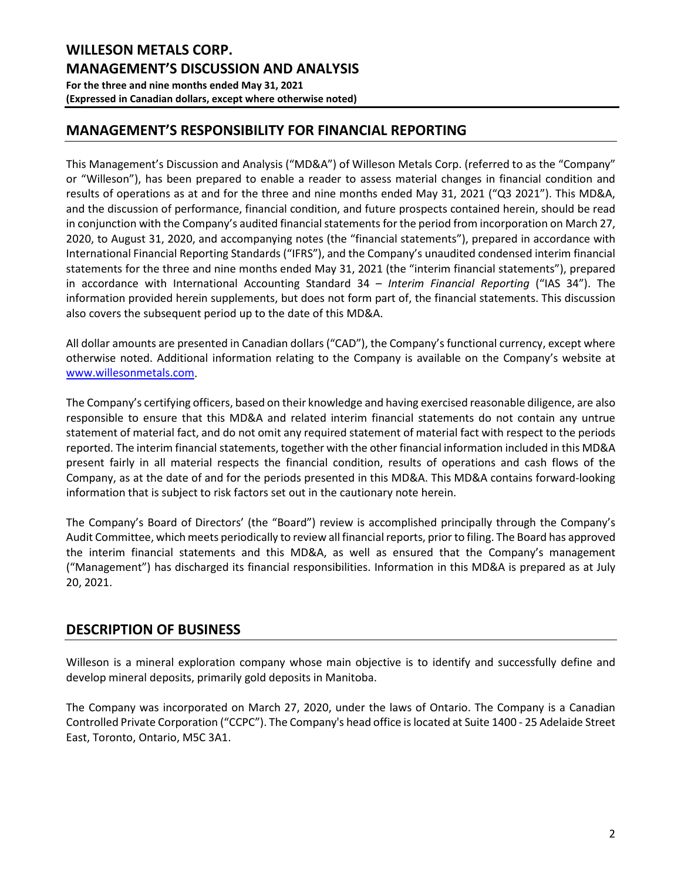## MANAGEMENT'S RESPONSIBILITY FOR FINANCIAL REPORTING

This Management's Discussion and Analysis ("MD&A") of Willeson Metals Corp. (referred to as the "Company" or "Willeson"), has been prepared to enable a reader to assess material changes in financial condition and results of operations as at and for the three and nine months ended May 31, 2021 ("Q3 2021"). This MD&A, and the discussion of performance, financial condition, and future prospects contained herein, should be read in conjunction with the Company's audited financial statements for the period from incorporation on March 27, 2020, to August 31, 2020, and accompanying notes (the "financial statements"), prepared in accordance with International Financial Reporting Standards ("IFRS"), and the Company's unaudited condensed interim financial statements for the three and nine months ended May 31, 2021 (the "interim financial statements"), prepared in accordance with International Accounting Standard 34 – *Interim Financial Reporting* ("IAS 34"). The information provided herein supplements, but does not form part of, the financial statements. This discussion also covers the subsequent period up to the date of this MD&A.

All dollar amounts are presented in Canadian dollars ("CAD"), the Company's functional currency, except where otherwise noted. Additional information relating to the Company is available on the Company's website at www.willesonmetals.com.

The Company's certifying officers, based on their knowledge and having exercised reasonable diligence, are also responsible to ensure that this MD&A and related interim financial statements do not contain any untrue statement of material fact, and do not omit any required statement of material fact with respect to the periods reported. The interim financial statements, together with the other financial information included in this MD&A present fairly in all material respects the financial condition, results of operations and cash flows of the Company, as at the date of and for the periods presented in this MD&A. This MD&A contains forward-looking information that is subject to risk factors set out in the cautionary note herein.

The Company's Board of Directors' (the "Board") review is accomplished principally through the Company's Audit Committee, which meets periodically to review all financial reports, prior to filing. The Board has approved the interim financial statements and this MD&A, as well as ensured that the Company's management ("Management") has discharged its financial responsibilities. Information in this MD&A is prepared as at July 20, 2021.

## DESCRIPTION OF BUSINESS

Willeson is a mineral exploration company whose main objective is to identify and successfully define and develop mineral deposits, primarily gold deposits in Manitoba.

The Company was incorporated on March 27, 2020, under the laws of Ontario. The Company is a Canadian Controlled Private Corporation ("CCPC"). The Company's head office is located at Suite 1400 - 25 Adelaide Street East, Toronto, Ontario, M5C 3A1.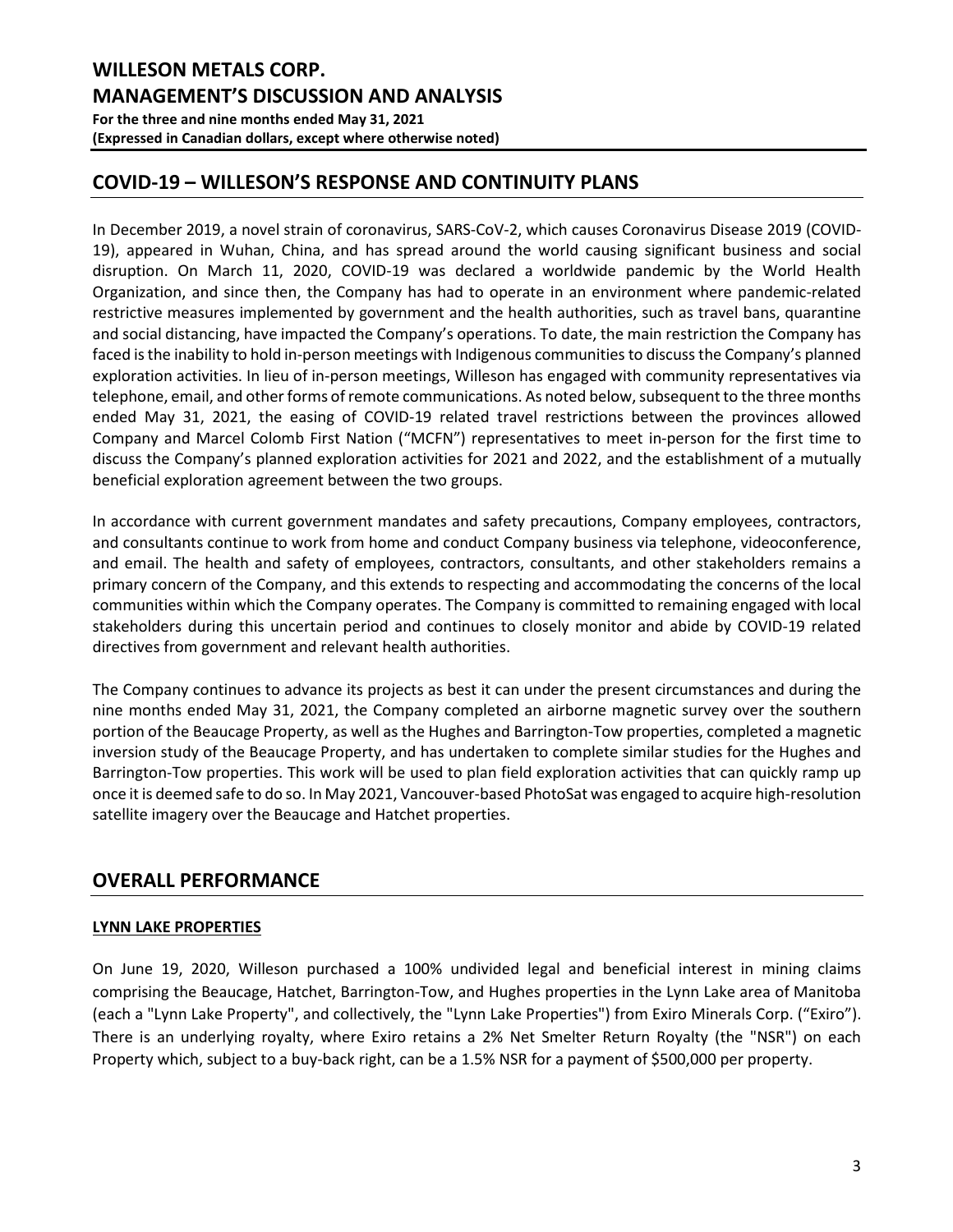## COVID-19 – WILLESON'S RESPONSE AND CONTINUITY PLANS

In December 2019, a novel strain of coronavirus, SARS-CoV-2, which causes Coronavirus Disease 2019 (COVID-19), appeared in Wuhan, China, and has spread around the world causing significant business and social disruption. On March 11, 2020, COVID-19 was declared a worldwide pandemic by the World Health Organization, and since then, the Company has had to operate in an environment where pandemic-related restrictive measures implemented by government and the health authorities, such as travel bans, quarantine and social distancing, have impacted the Company's operations. To date, the main restriction the Company has faced is the inability to hold in-person meetings with Indigenous communities to discuss the Company's planned exploration activities. In lieu of in-person meetings, Willeson has engaged with community representatives via telephone, email, and other forms of remote communications. As noted below, subsequent to the three months ended May 31, 2021, the easing of COVID-19 related travel restrictions between the provinces allowed Company and Marcel Colomb First Nation ("MCFN") representatives to meet in-person for the first time to discuss the Company's planned exploration activities for 2021 and 2022, and the establishment of a mutually beneficial exploration agreement between the two groups.

In accordance with current government mandates and safety precautions, Company employees, contractors, and consultants continue to work from home and conduct Company business via telephone, videoconference, and email. The health and safety of employees, contractors, consultants, and other stakeholders remains a primary concern of the Company, and this extends to respecting and accommodating the concerns of the local communities within which the Company operates. The Company is committed to remaining engaged with local stakeholders during this uncertain period and continues to closely monitor and abide by COVID-19 related directives from government and relevant health authorities.

The Company continues to advance its projects as best it can under the present circumstances and during the nine months ended May 31, 2021, the Company completed an airborne magnetic survey over the southern portion of the Beaucage Property, as well as the Hughes and Barrington-Tow properties, completed a magnetic inversion study of the Beaucage Property, and has undertaken to complete similar studies for the Hughes and Barrington-Tow properties. This work will be used to plan field exploration activities that can quickly ramp up once it is deemed safe to do so. In May 2021, Vancouver-based PhotoSat was engaged to acquire high-resolution satellite imagery over the Beaucage and Hatchet properties.

## OVERALL PERFORMANCE

### LYNN LAKE PROPERTIES

On June 19, 2020, Willeson purchased a 100% undivided legal and beneficial interest in mining claims comprising the Beaucage, Hatchet, Barrington-Tow, and Hughes properties in the Lynn Lake area of Manitoba (each a "Lynn Lake Property", and collectively, the "Lynn Lake Properties") from Exiro Minerals Corp. ("Exiro"). There is an underlying royalty, where Exiro retains a 2% Net Smelter Return Royalty (the "NSR") on each Property which, subject to a buy-back right, can be a 1.5% NSR for a payment of $500,000 per property.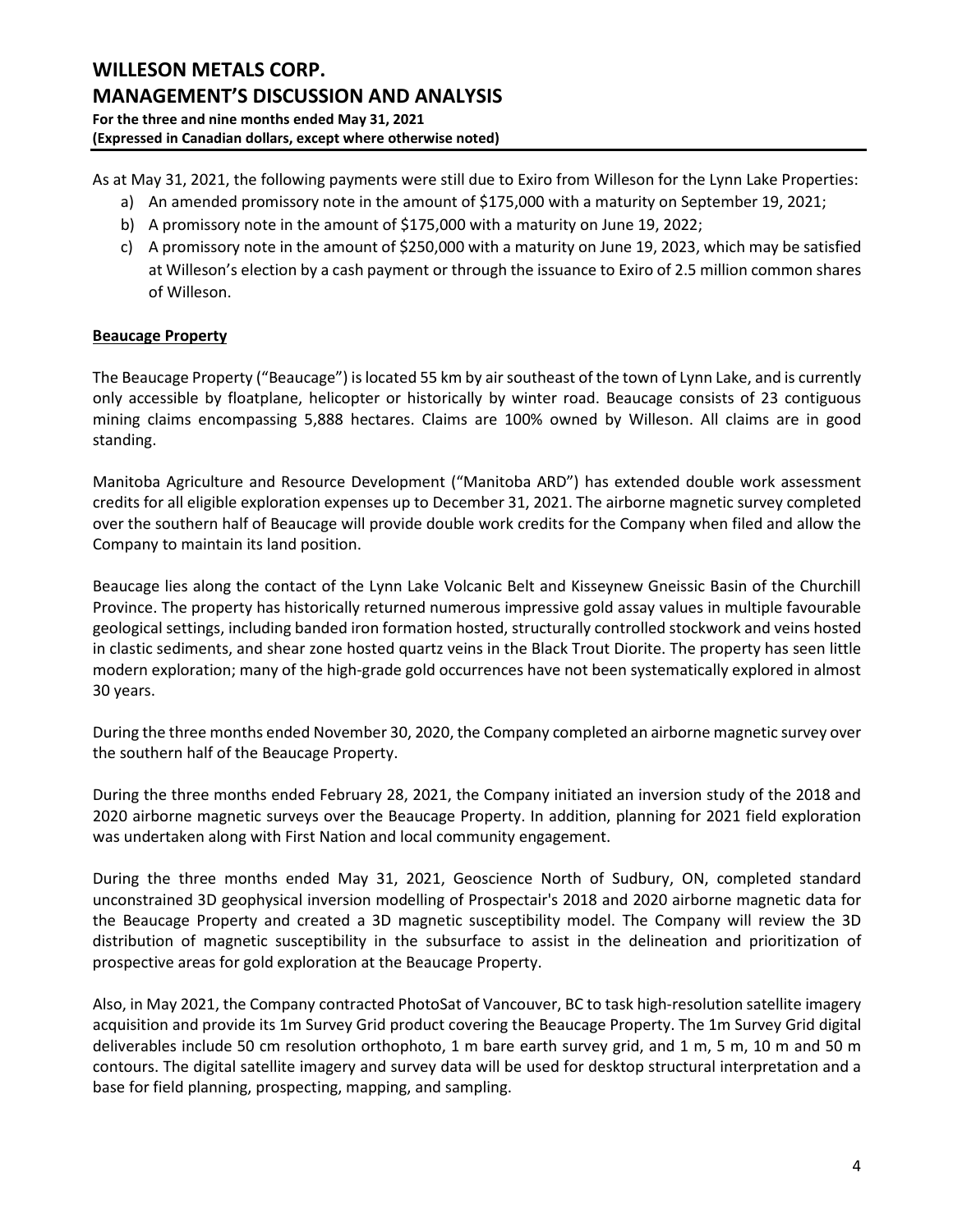As at May 31, 2021, the following payments were still due to Exiro from Willeson for the Lynn Lake Properties:

a) An amended promissory note in the amount of $175,000 with a maturity on September 19, 2021;
b) A promissory note in the amount of $175,000 with a maturity on June 19, 2022;
c) A promissory note in the amount of $250,000 with a maturity on June 19, 2023, which may be satisfied at Willeson's election by a cash payment or through the issuance to Exiro of 2.5 million common shares of Willeson.

**Beaucage Property**

The Beaucage Property ("Beaucage") is located 55 km by air southeast of the town of Lynn Lake, and is currently only accessible by floatplane, helicopter or historically by winter road. Beaucage consists of 23 contiguous mining claims encompassing 5,888 hectares. Claims are 100% owned by Willeson. All claims are in good standing.

Manitoba Agriculture and Resource Development ("Manitoba ARD") has extended double work assessment credits for all eligible exploration expenses up to December 31, 2021. The airborne magnetic survey completed over the southern half of Beaucage will provide double work credits for the Company when filed and allow the Company to maintain its land position.

Beaucage lies along the contact of the Lynn Lake Volcanic Belt and Kisseynew Gneissic Basin of the Churchill Province. The property has historically returned numerous impressive gold assay values in multiple favourable geological settings, including banded iron formation hosted, structurally controlled stockwork and veins hosted in clastic sediments, and shear zone hosted quartz veins in the Black Trout Diorite. The property has seen little modern exploration; many of the high-grade gold occurrences have not been systematically explored in almost 30 years.

During the three months ended November 30, 2020, the Company completed an airborne magnetic survey over the southern half of the Beaucage Property.

During the three months ended February 28, 2021, the Company initiated an inversion study of the 2018 and 2020 airborne magnetic surveys over the Beaucage Property. In addition, planning for 2021 field exploration was undertaken along with First Nation and local community engagement.

During the three months ended May 31, 2021, Geoscience North of Sudbury, ON, completed standard unconstrained 3D geophysical inversion modelling of Prospectair's 2018 and 2020 airborne magnetic data for the Beaucage Property and created a 3D magnetic susceptibility model. The Company will review the 3D distribution of magnetic susceptibility in the subsurface to assist in the delineation and prioritization of prospective areas for gold exploration at the Beaucage Property.

Also, in May 2021, the Company contracted PhotoSat of Vancouver, BC to task high-resolution satellite imagery acquisition and provide its 1m Survey Grid product covering the Beaucage Property. The 1m Survey Grid digital deliverables include 50 cm resolution orthophoto, 1 m bare earth survey grid, and 1 m, 5 m, 10 m and 50 m contours. The digital satellite imagery and survey data will be used for desktop structural interpretation and a base for field planning, prospecting, mapping, and sampling.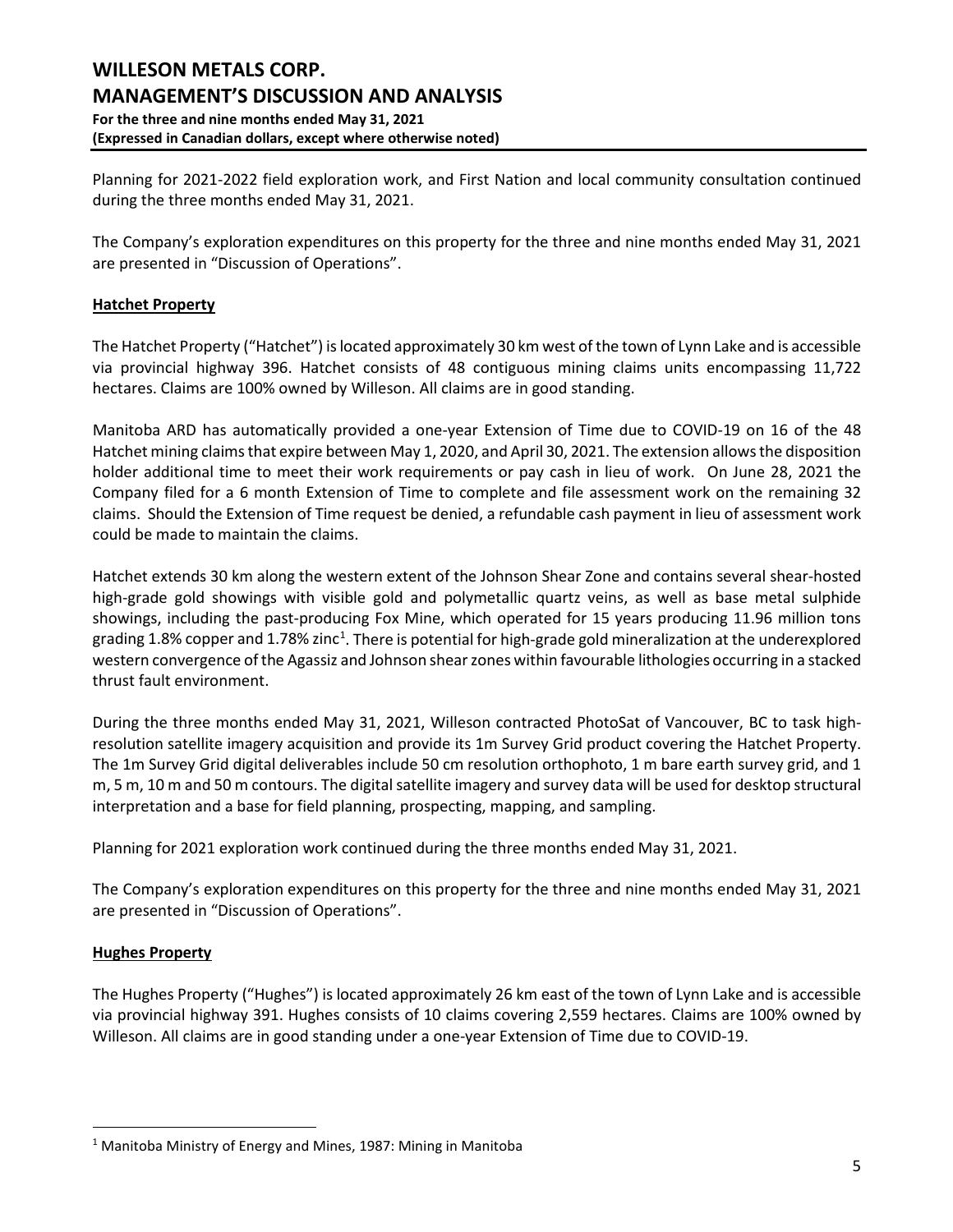Planning for 2021-2022 field exploration work, and First Nation and local community consultation continued during the three months ended May 31, 2021.

The Company's exploration expenditures on this property for the three and nine months ended May 31, 2021 are presented in "Discussion of Operations".

### Hatchet Property

The Hatchet Property ("Hatchet") is located approximately 30 km west of the town of Lynn Lake and is accessible via provincial highway 396. Hatchet consists of 48 contiguous mining claims units encompassing 11,722 hectares. Claims are 100% owned by Willeson. All claims are in good standing.

Manitoba ARD has automatically provided a one-year Extension of Time due to COVID-19 on 16 of the 48 Hatchet mining claims that expire between May 1, 2020, and April 30, 2021. The extension allows the disposition holder additional time to meet their work requirements or pay cash in lieu of work. On June 28, 2021 the Company filed for a 6 month Extension of Time to complete and file assessment work on the remaining 32 claims. Should the Extension of Time request be denied, a refundable cash payment in lieu of assessment work could be made to maintain the claims.

Hatchet extends 30 km along the western extent of the Johnson Shear Zone and contains several shear-hosted high-grade gold showings with visible gold and polymetallic quartz veins, as well as base metal sulphide showings, including the past-producing Fox Mine, which operated for 15 years producing 11.96 million tons grading 1.8% copper and 1.78% zinc[1]. There is potential for high-grade gold mineralization at the underexplored western convergence of the Agassiz and Johnson shear zones within favourable lithologies occurring in a stacked thrust fault environment.

During the three months ended May 31, 2021, Willeson contracted PhotoSat of Vancouver, BC to task high-resolution satellite imagery acquisition and provide its 1m Survey Grid product covering the Hatchet Property. The 1m Survey Grid digital deliverables include 50 cm resolution orthophoto, 1 m bare earth survey grid, and 1 m, 5 m, 10 m and 50 m contours. The digital satellite imagery and survey data will be used for desktop structural interpretation and a base for field planning, prospecting, mapping, and sampling.

Planning for 2021 exploration work continued during the three months ended May 31, 2021.

The Company's exploration expenditures on this property for the three and nine months ended May 31, 2021 are presented in "Discussion of Operations".

### Hughes Property

The Hughes Property ("Hughes") is located approximately 26 km east of the town of Lynn Lake and is accessible via provincial highway 391. Hughes consists of 10 claims covering 2,559 hectares. Claims are 100% owned by Willeson. All claims are in good standing under a one-year Extension of Time due to COVID-19.

---

[1] Manitoba Ministry of Energy and Mines, 1987: Mining in Manitoba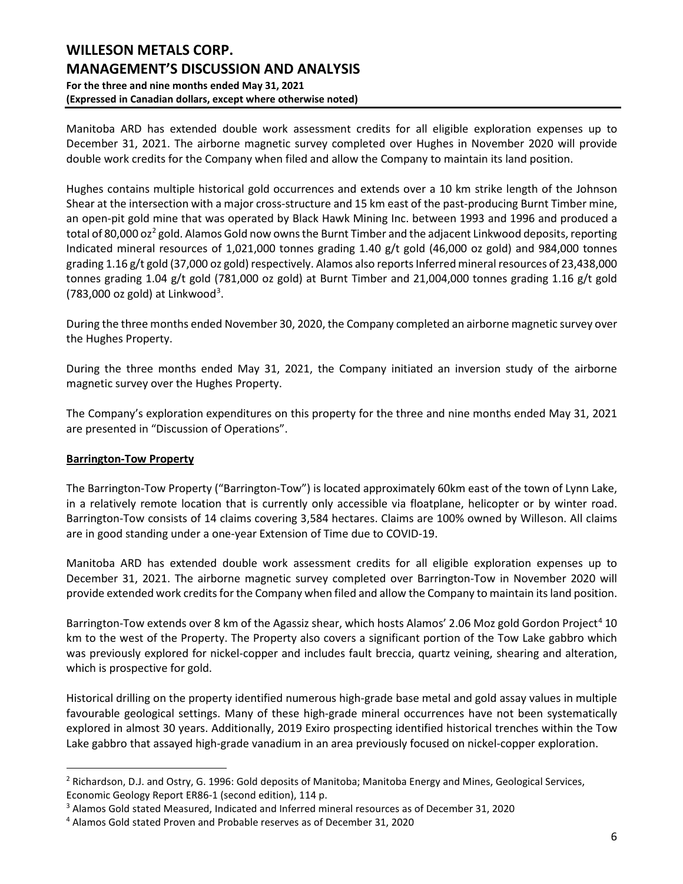Manitoba ARD has extended double work assessment credits for all eligible exploration expenses up to December 31, 2021. The airborne magnetic survey completed over Hughes in November 2020 will provide double work credits for the Company when filed and allow the Company to maintain its land position.

Hughes contains multiple historical gold occurrences and extends over a 10 km strike length of the Johnson Shear at the intersection with a major cross-structure and 15 km east of the past-producing Burnt Timber mine, an open-pit gold mine that was operated by Black Hawk Mining Inc. between 1993 and 1996 and produced a total of 80,000 oz[2] gold. Alamos Gold now owns the Burnt Timber and the adjacent Linkwood deposits, reporting Indicated mineral resources of 1,021,000 tonnes grading 1.40 g/t gold (46,000 oz gold) and 984,000 tonnes grading 1.16 g/t gold (37,000 oz gold) respectively. Alamos also reports Inferred mineral resources of 23,438,000 tonnes grading 1.04 g/t gold (781,000 oz gold) at Burnt Timber and 21,004,000 tonnes grading 1.16 g/t gold (783,000 oz gold) at Linkwood[3].

During the three months ended November 30, 2020, the Company completed an airborne magnetic survey over the Hughes Property.

During the three months ended May 31, 2021, the Company initiated an inversion study of the airborne magnetic survey over the Hughes Property.

The Company's exploration expenditures on this property for the three and nine months ended May 31, 2021 are presented in "Discussion of Operations".

**Barrington-Tow Property**

The Barrington-Tow Property ("Barrington-Tow") is located approximately 60km east of the town of Lynn Lake, in a relatively remote location that is currently only accessible via floatplane, helicopter or by winter road. Barrington-Tow consists of 14 claims covering 3,584 hectares. Claims are 100% owned by Willeson. All claims are in good standing under a one-year Extension of Time due to COVID-19.

Manitoba ARD has extended double work assessment credits for all eligible exploration expenses up to December 31, 2021. The airborne magnetic survey completed over Barrington-Tow in November 2020 will provide extended work credits for the Company when filed and allow the Company to maintain its land position.

Barrington-Tow extends over 8 km of the Agassiz shear, which hosts Alamos' 2.06 Moz gold Gordon Project[4] 10 km to the west of the Property. The Property also covers a significant portion of the Tow Lake gabbro which was previously explored for nickel-copper and includes fault breccia, quartz veining, shearing and alteration, which is prospective for gold.

Historical drilling on the property identified numerous high-grade base metal and gold assay values in multiple favourable geological settings. Many of these high-grade mineral occurrences have not been systematically explored in almost 30 years. Additionally, 2019 Exiro prospecting identified historical trenches within the Tow Lake gabbro that assayed high-grade vanadium in an area previously focused on nickel-copper exploration.

---

[2] Richardson, D.J. and Ostry, G. 1996: Gold deposits of Manitoba; Manitoba Energy and Mines, Geological Services, Economic Geology Report ER86-1 (second edition), 114 p.

[3] Alamos Gold stated Measured, Indicated and Inferred mineral resources as of December 31, 2020

[4] Alamos Gold stated Proven and Probable reserves as of December 31, 2020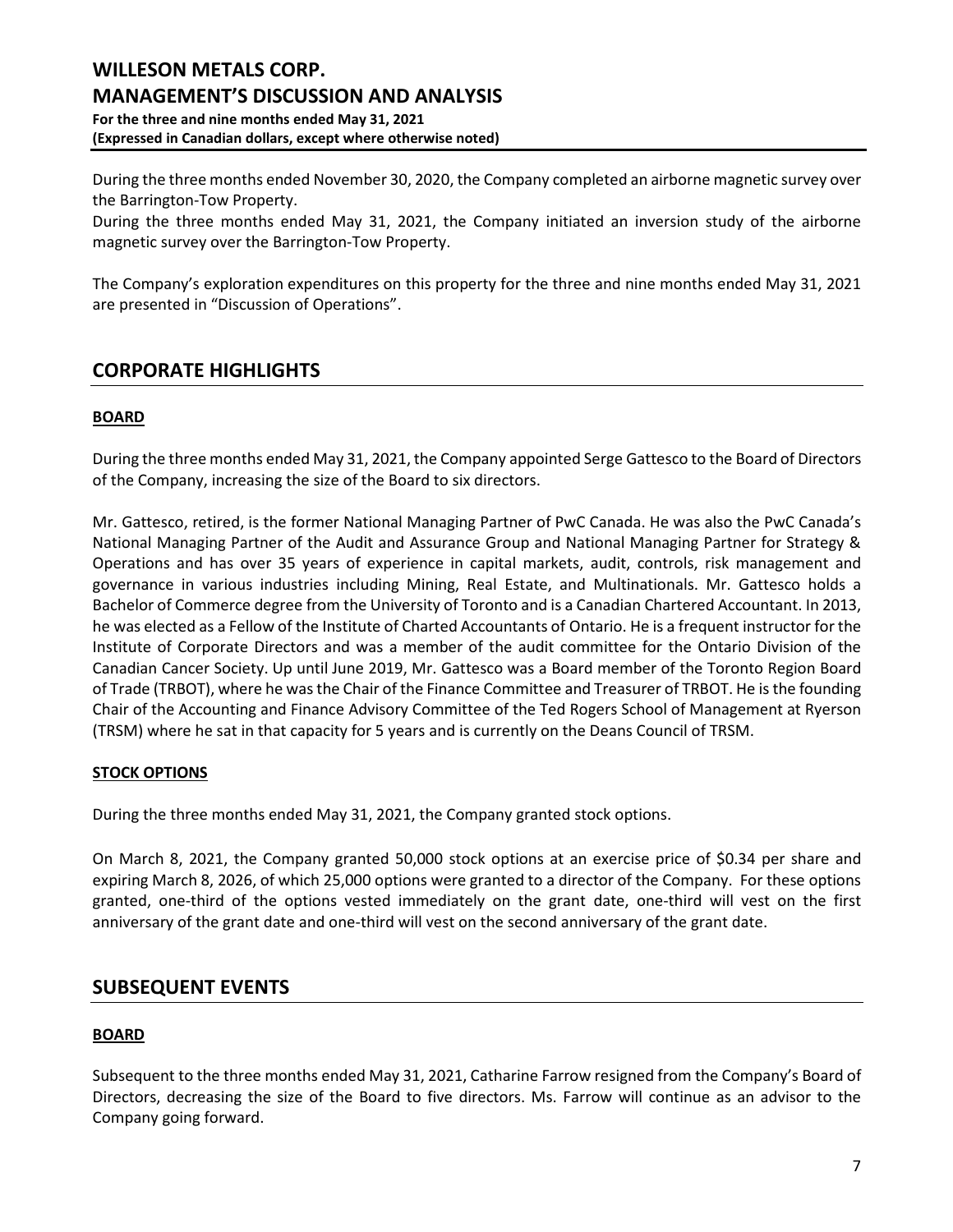During the three months ended November 30, 2020, the Company completed an airborne magnetic survey over the Barrington-Tow Property.

During the three months ended May 31, 2021, the Company initiated an inversion study of the airborne magnetic survey over the Barrington-Tow Property.

The Company's exploration expenditures on this property for the three and nine months ended May 31, 2021 are presented in "Discussion of Operations".

## CORPORATE HIGHLIGHTS

### BOARD

During the three months ended May 31, 2021, the Company appointed Serge Gattesco to the Board of Directors of the Company, increasing the size of the Board to six directors.

Mr. Gattesco, retired, is the former National Managing Partner of PwC Canada. He was also the PwC Canada's National Managing Partner of the Audit and Assurance Group and National Managing Partner for Strategy & Operations and has over 35 years of experience in capital markets, audit, controls, risk management and governance in various industries including Mining, Real Estate, and Multinationals. Mr. Gattesco holds a Bachelor of Commerce degree from the University of Toronto and is a Canadian Chartered Accountant. In 2013, he was elected as a Fellow of the Institute of Charted Accountants of Ontario. He is a frequent instructor for the Institute of Corporate Directors and was a member of the audit committee for the Ontario Division of the Canadian Cancer Society. Up until June 2019, Mr. Gattesco was a Board member of the Toronto Region Board of Trade (TRBOT), where he was the Chair of the Finance Committee and Treasurer of TRBOT. He is the founding Chair of the Accounting and Finance Advisory Committee of the Ted Rogers School of Management at Ryerson (TRSM) where he sat in that capacity for 5 years and is currently on the Deans Council of TRSM.

### STOCK OPTIONS

During the three months ended May 31, 2021, the Company granted stock options.

On March 8, 2021, the Company granted 50,000 stock options at an exercise price of $0.34 per share and expiring March 8, 2026, of which 25,000 options were granted to a director of the Company. For these options granted, one-third of the options vested immediately on the grant date, one-third will vest on the first anniversary of the grant date and one-third will vest on the second anniversary of the grant date.

## SUBSEQUENT EVENTS

### BOARD

Subsequent to the three months ended May 31, 2021, Catharine Farrow resigned from the Company's Board of Directors, decreasing the size of the Board to five directors. Ms. Farrow will continue as an advisor to the Company going forward.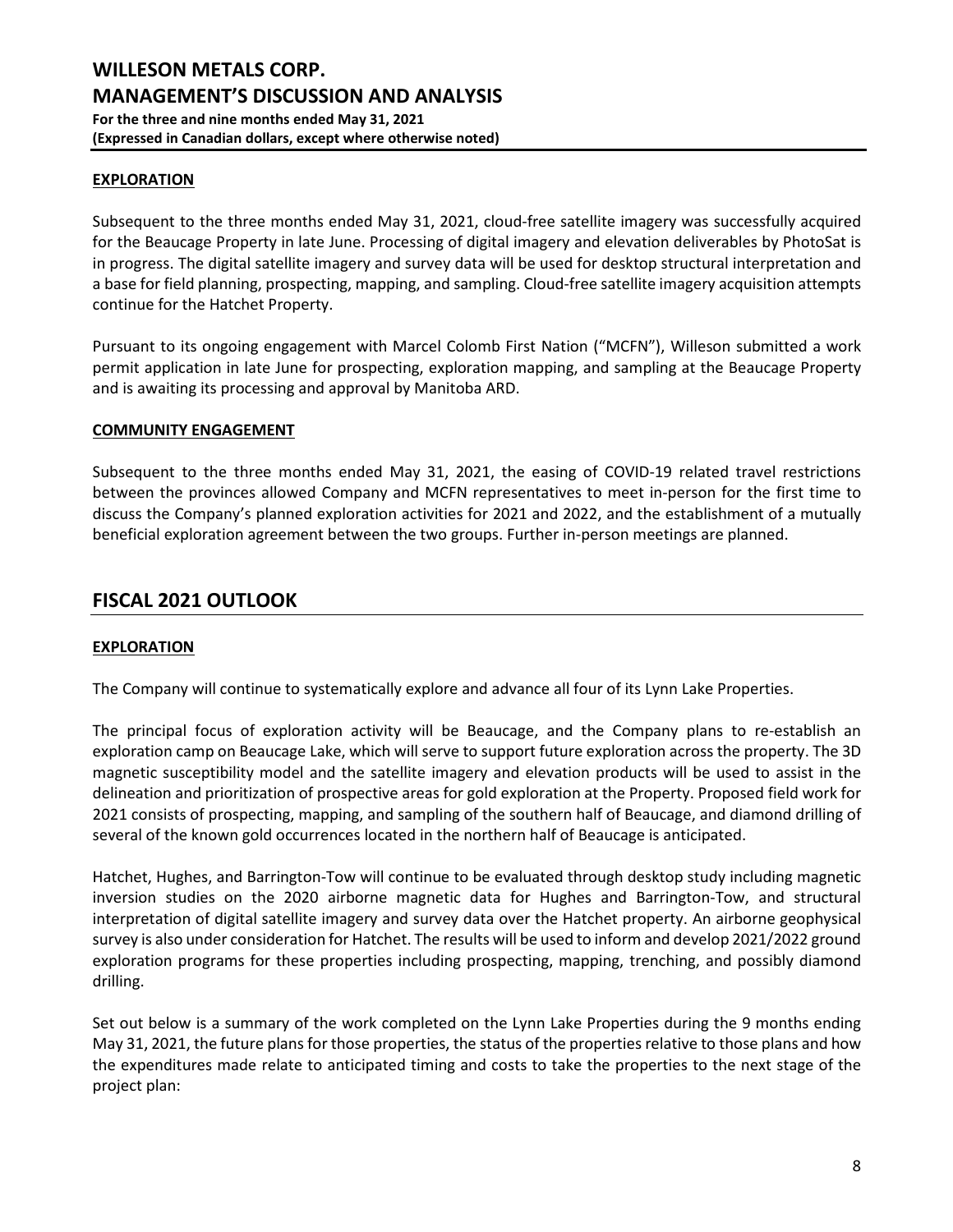#### **EXPLORATION**

Subsequent to the three months ended May 31, 2021, cloud-free satellite imagery was successfully acquired for the Beaucage Property in late June. Processing of digital imagery and elevation deliverables by PhotoSat is in progress. The digital satellite imagery and survey data will be used for desktop structural interpretation and a base for field planning, prospecting, mapping, and sampling. Cloud-free satellite imagery acquisition attempts continue for the Hatchet Property.

Pursuant to its ongoing engagement with Marcel Colomb First Nation ("MCFN"), Willeson submitted a work permit application in late June for prospecting, exploration mapping, and sampling at the Beaucage Property and is awaiting its processing and approval by Manitoba ARD.

#### **COMMUNITY ENGAGEMENT**

Subsequent to the three months ended May 31, 2021, the easing of COVID-19 related travel restrictions between the provinces allowed Company and MCFN representatives to meet in-person for the first time to discuss the Company's planned exploration activities for 2021 and 2022, and the establishment of a mutually beneficial exploration agreement between the two groups. Further in-person meetings are planned.

## FISCAL 2021 OUTLOOK

#### **EXPLORATION**

The Company will continue to systematically explore and advance all four of its Lynn Lake Properties.

The principal focus of exploration activity will be Beaucage, and the Company plans to re-establish an exploration camp on Beaucage Lake, which will serve to support future exploration across the property. The 3D magnetic susceptibility model and the satellite imagery and elevation products will be used to assist in the delineation and prioritization of prospective areas for gold exploration at the Property. Proposed field work for 2021 consists of prospecting, mapping, and sampling of the southern half of Beaucage, and diamond drilling of several of the known gold occurrences located in the northern half of Beaucage is anticipated.

Hatchet, Hughes, and Barrington-Tow will continue to be evaluated through desktop study including magnetic inversion studies on the 2020 airborne magnetic data for Hughes and Barrington-Tow, and structural interpretation of digital satellite imagery and survey data over the Hatchet property. An airborne geophysical survey is also under consideration for Hatchet. The results will be used to inform and develop 2021/2022 ground exploration programs for these properties including prospecting, mapping, trenching, and possibly diamond drilling.

Set out below is a summary of the work completed on the Lynn Lake Properties during the 9 months ending May 31, 2021, the future plans for those properties, the status of the properties relative to those plans and how the expenditures made relate to anticipated timing and costs to take the properties to the next stage of the project plan: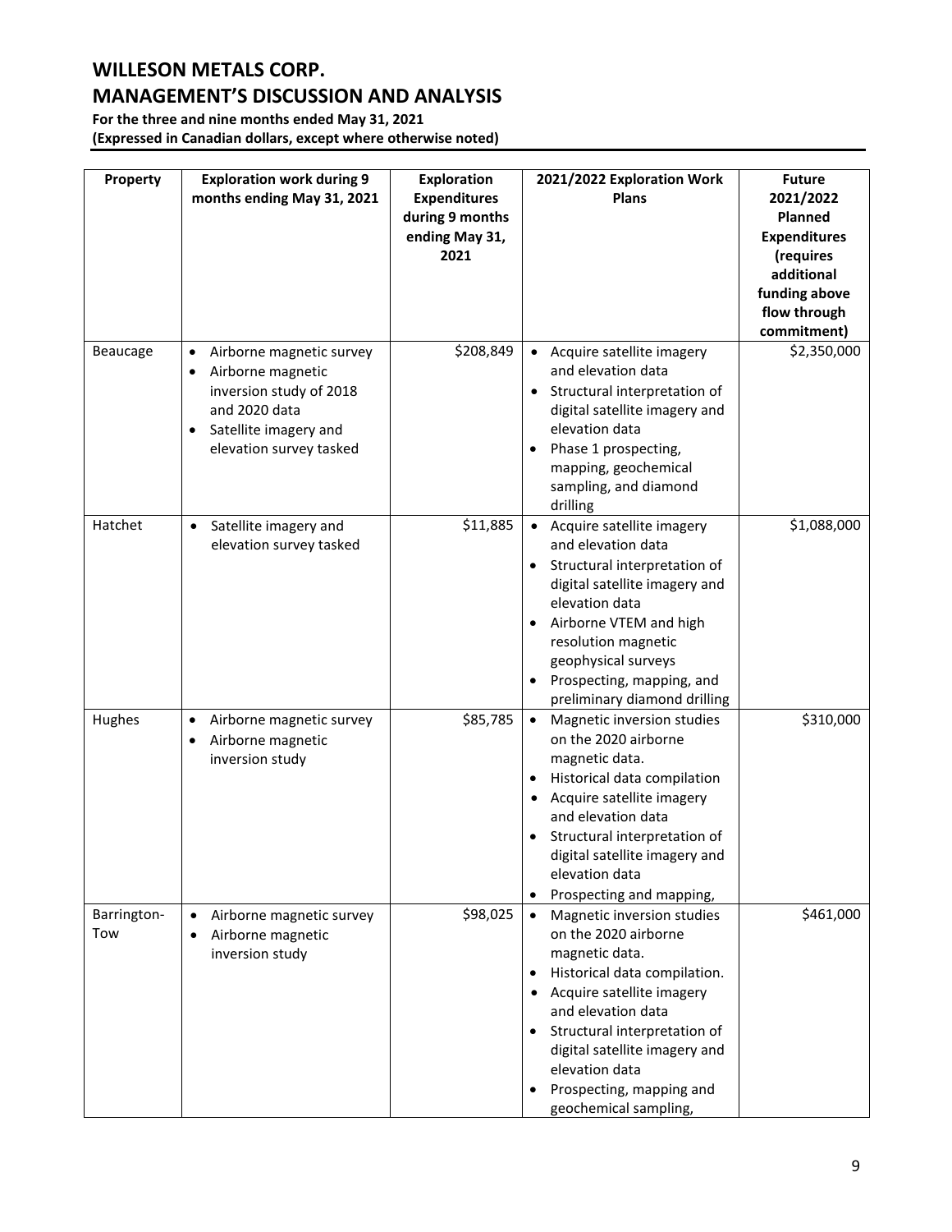# WILLESON METALS CORP.
# MANAGEMENT'S DISCUSSION AND ANALYSIS

**For the three and nine months ended May 31, 2021**
**(Expressed in Canadian dollars, except where otherwise noted)**

| Property | Exploration work during 9 months ending May 31, 2021 | Exploration Expenditures during 9 months ending May 31, 2021 | 2021/2022 Exploration Work Plans | Future 2021/2022 Planned Expenditures (requires additional funding above flow through commitment) |
|---|---|---|---|---|
| Beaucage | • Airborne magnetic survey<br>• Airborne magnetic inversion study of 2018 and 2020 data<br>• Satellite imagery and elevation survey tasked | $208,849 | • Acquire satellite imagery and elevation data<br>• Structural interpretation of digital satellite imagery and elevation data<br>• Phase 1 prospecting, mapping, geochemical sampling, and diamond drilling | $2,350,000 |
| Hatchet | • Satellite imagery and elevation survey tasked | $11,885 | • Acquire satellite imagery and elevation data<br>• Structural interpretation of digital satellite imagery and elevation data<br>• Airborne VTEM and high resolution magnetic geophysical surveys<br>• Prospecting, mapping, and preliminary diamond drilling | $1,088,000 |
| Hughes | • Airborne magnetic survey<br>• Airborne magnetic inversion study | $85,785 | • Magnetic inversion studies on the 2020 airborne magnetic data.<br>• Historical data compilation<br>• Acquire satellite imagery and elevation data<br>• Structural interpretation of digital satellite imagery and elevation data<br>• Prospecting and mapping, | $310,000 |
| Barrington-Tow | • Airborne magnetic survey<br>• Airborne magnetic inversion study | $98,025 | • Magnetic inversion studies on the 2020 airborne magnetic data.<br>• Historical data compilation.<br>• Acquire satellite imagery and elevation data<br>• Structural interpretation of digital satellite imagery and elevation data<br>• Prospecting, mapping and geochemical sampling, | $461,000 |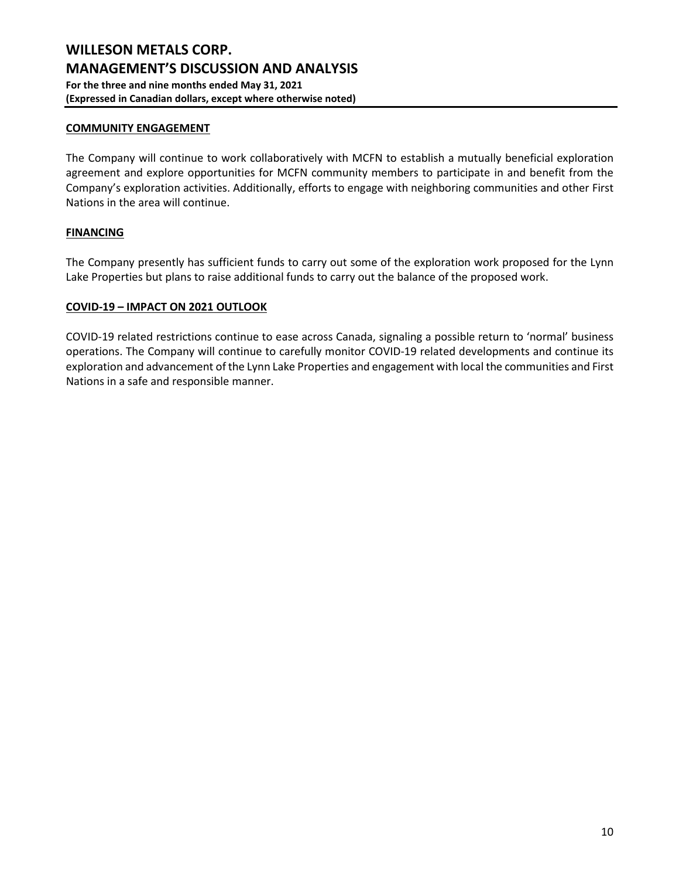## COMMUNITY ENGAGEMENT

The Company will continue to work collaboratively with MCFN to establish a mutually beneficial exploration agreement and explore opportunities for MCFN community members to participate in and benefit from the Company's exploration activities. Additionally, efforts to engage with neighboring communities and other First Nations in the area will continue.

## FINANCING

The Company presently has sufficient funds to carry out some of the exploration work proposed for the Lynn Lake Properties but plans to raise additional funds to carry out the balance of the proposed work.

## COVID-19 – IMPACT ON 2021 OUTLOOK

COVID-19 related restrictions continue to ease across Canada, signaling a possible return to 'normal' business operations. The Company will continue to carefully monitor COVID-19 related developments and continue its exploration and advancement of the Lynn Lake Properties and engagement with local the communities and First Nations in a safe and responsible manner.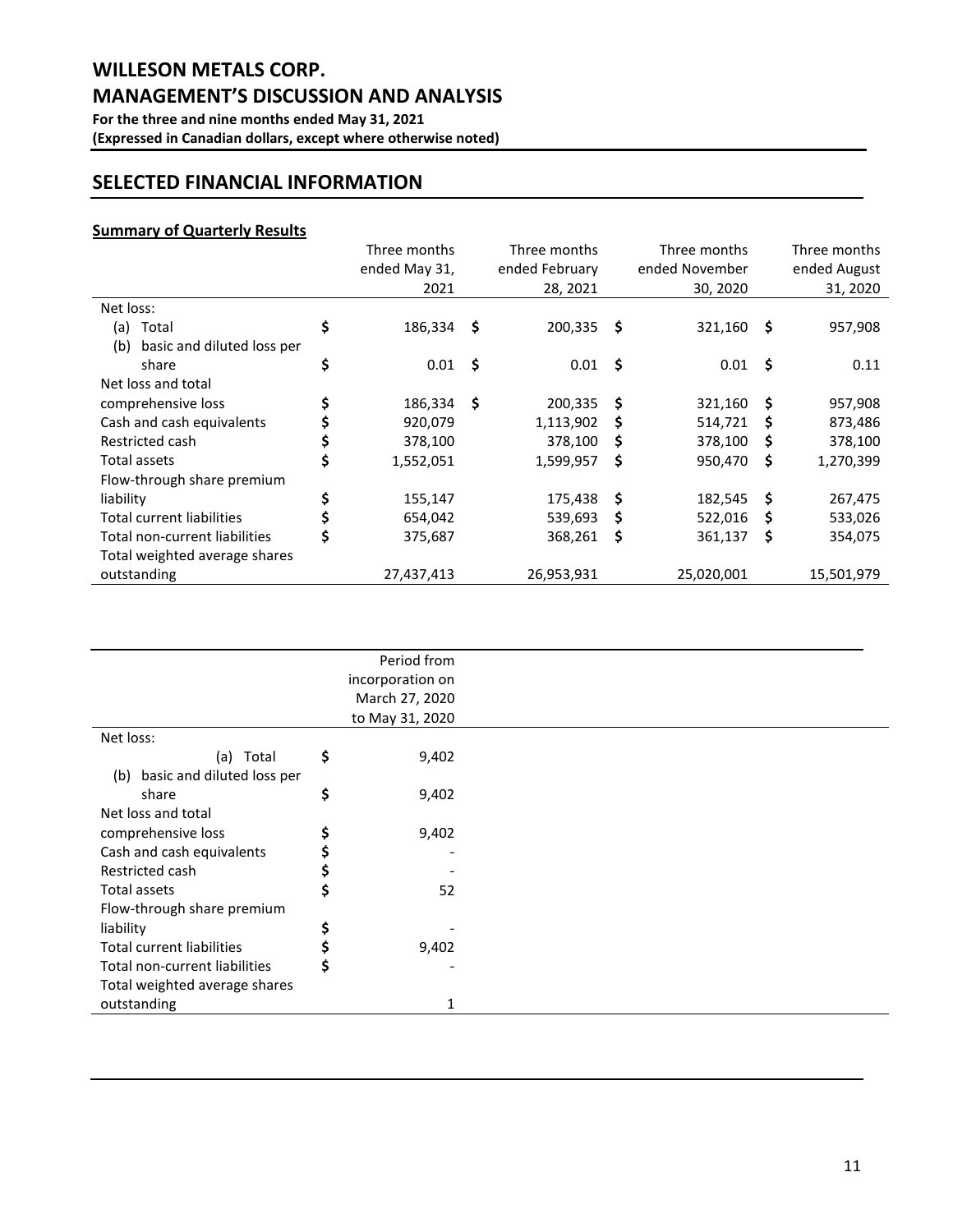## SELECTED FINANCIAL INFORMATION

**Summary of Quarterly Results**

| | Three months ended May 31, 2021 | Three months ended February 28, 2021 | Three months ended November 30, 2020 | Three months ended August 31, 2020 |
|---|---|---|---|---|
| Net loss: | | | | |
| (a) Total | $ 186,334 | $ 200,335 | $ 321,160 | $ 957,908 |
| (b) basic and diluted loss per share | $ 0.01 | $ 0.01 | $ 0.01 | $ 0.11 |
| Net loss and total comprehensive loss | $ 186,334 | $ 200,335 | $ 321,160 | $ 957,908 |
| Cash and cash equivalents | $ 920,079 | 1,113,902 | $ 514,721 | $ 873,486 |
| Restricted cash | $ 378,100 | 378,100 | $ 378,100 | $ 378,100 |
| Total assets | $ 1,552,051 | 1,599,957 | $ 950,470 | $ 1,270,399 |
| Flow-through share premium liability | $ 155,147 | 175,438 | $ 182,545 | $ 267,475 |
| Total current liabilities | $ 654,042 | 539,693 | $ 522,016 | $ 533,026 |
| Total non-current liabilities | $ 375,687 | 368,261 | $ 361,137 | $ 354,075 |
| Total weighted average shares outstanding | 27,437,413 | 26,953,931 | 25,020,001 | 15,501,979 |

| | Period from incorporation on March 27, 2020 to May 31, 2020 |
|---|---|
| Net loss: | |
| (a) Total | $ 9,402 |
| (b) basic and diluted loss per share | $ 9,402 |
| Net loss and total comprehensive loss | $ 9,402 |
| Cash and cash equivalents | $ - |
| Restricted cash | $ - |
| Total assets | $ 52 |
| Flow-through share premium liability | $ - |
| Total current liabilities | $ 9,402 |
| Total non-current liabilities | $ - |
| Total weighted average shares outstanding | 1 |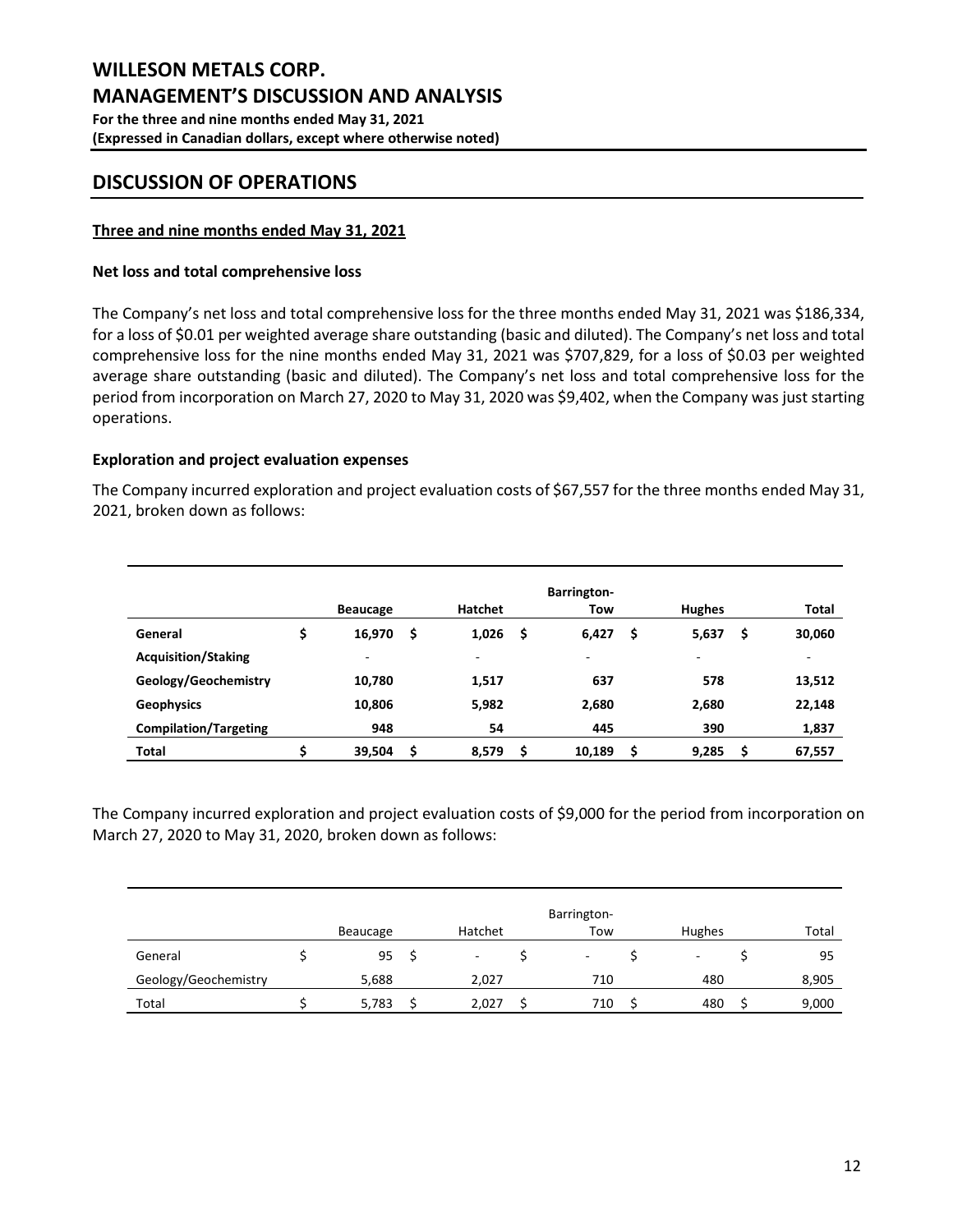## DISCUSSION OF OPERATIONS

**Three and nine months ended May 31, 2021**

**Net loss and total comprehensive loss**

The Company's net loss and total comprehensive loss for the three months ended May 31, 2021 was $186,334, for a loss of $0.01 per weighted average share outstanding (basic and diluted). The Company's net loss and total comprehensive loss for the nine months ended May 31, 2021 was $707,829, for a loss of $0.03 per weighted average share outstanding (basic and diluted). The Company's net loss and total comprehensive loss for the period from incorporation on March 27, 2020 to May 31, 2020 was $9,402, when the Company was just starting operations.

**Exploration and project evaluation expenses**

The Company incurred exploration and project evaluation costs of $67,557 for the three months ended May 31, 2021, broken down as follows:

| | Beaucage | Hatchet | Barrington-Tow | Hughes | Total |
|---|---|---|---|---|---|
| **General** | $ 16,970 | $ 1,026 | $ 6,427 | $ 5,637 | $ 30,060 |
| **Acquisition/Staking** | - | - | - | - | - |
| **Geology/Geochemistry** | 10,780 | 1,517 | 637 | 578 | 13,512 |
| **Geophysics** | 10,806 | 5,982 | 2,680 | 2,680 | 22,148 |
| **Compilation/Targeting** | 948 | 54 | 445 | 390 | 1,837 |
| **Total** | $ 39,504 | $ 8,579 | $ 10,189 | $ 9,285 | $ 67,557 |

The Company incurred exploration and project evaluation costs of $9,000 for the period from incorporation on March 27, 2020 to May 31, 2020, broken down as follows:

| | Beaucage | Hatchet | Barrington-Tow | Hughes | Total |
|---|---|---|---|---|---|
| General | $ 95 | $ - | $ - | $ - | $ 95 |
| Geology/Geochemistry | 5,688 | 2,027 | 710 | 480 | 8,905 |
| Total | $ 5,783 | $ 2,027 | $ 710 | $ 480 | $ 9,000 |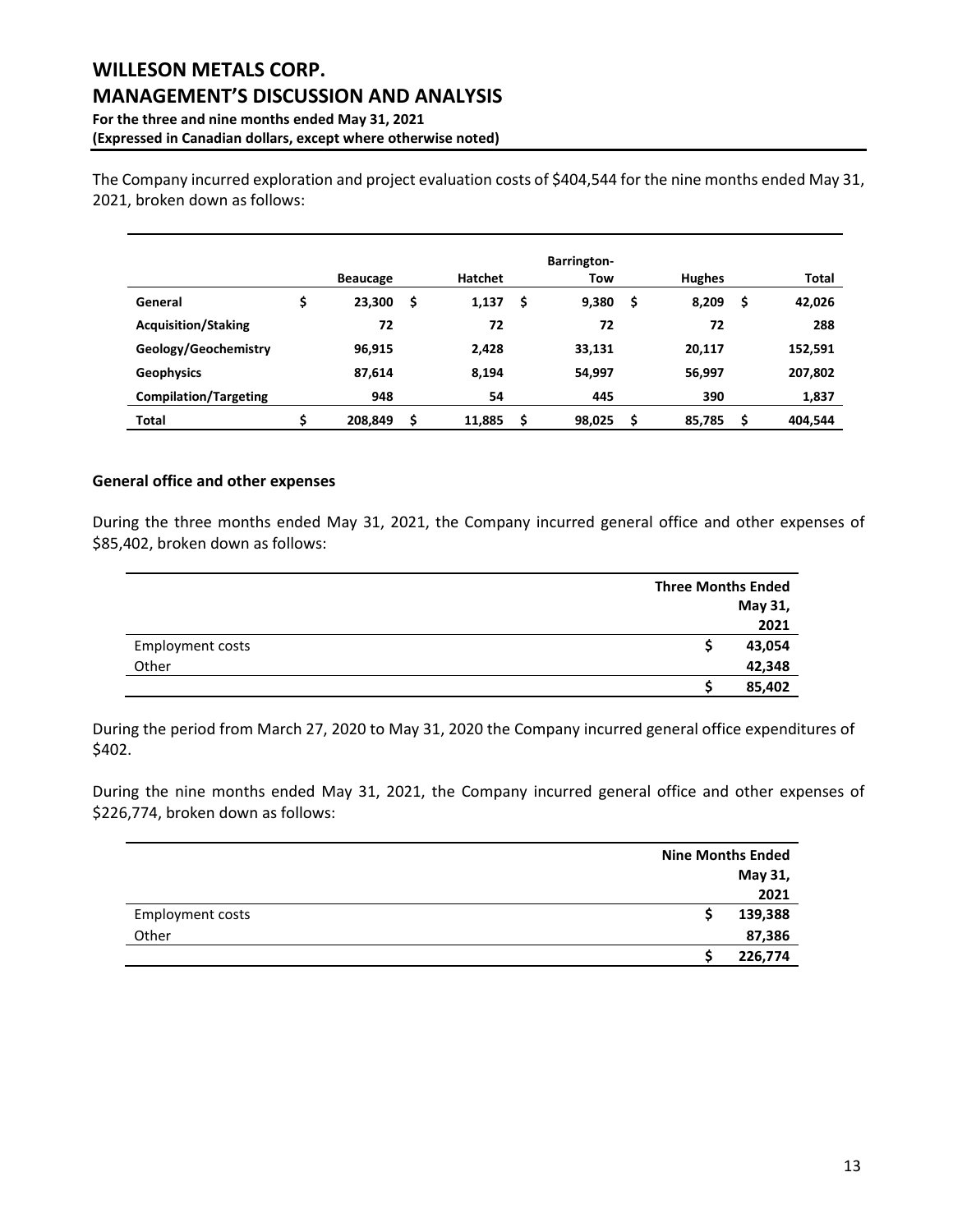The Company incurred exploration and project evaluation costs of $404,544 for the nine months ended May 31, 2021, broken down as follows:

| | Beaucage | Hatchet | Barrington-Tow | Hughes | Total |
|---|---|---|---|---|---|
| **General** | $ 23,300 | $ 1,137 | $ 9,380 | $ 8,209 | $ 42,026 |
| **Acquisition/Staking** | 72 | 72 | 72 | 72 | 288 |
| **Geology/Geochemistry** | 96,915 | 2,428 | 33,131 | 20,117 | 152,591 |
| **Geophysics** | 87,614 | 8,194 | 54,997 | 56,997 | 207,802 |
| **Compilation/Targeting** | 948 | 54 | 445 | 390 | 1,837 |
| **Total** | $ 208,849 | $ 11,885 | $ 98,025 | $ 85,785 | $ 404,544 |

### General office and other expenses

During the three months ended May 31, 2021, the Company incurred general office and other expenses of $85,402, broken down as follows:

| | Three Months Ended May 31, 2021 |
|---|---|
| Employment costs | $ 43,054 |
| Other | 42,348 |
| | $ 85,402 |

During the period from March 27, 2020 to May 31, 2020 the Company incurred general office expenditures of $402.

During the nine months ended May 31, 2021, the Company incurred general office and other expenses of $226,774, broken down as follows:

| | Nine Months Ended May 31, 2021 |
|---|---|
| Employment costs | $ 139,388 |
| Other | 87,386 |
| | $ 226,774 |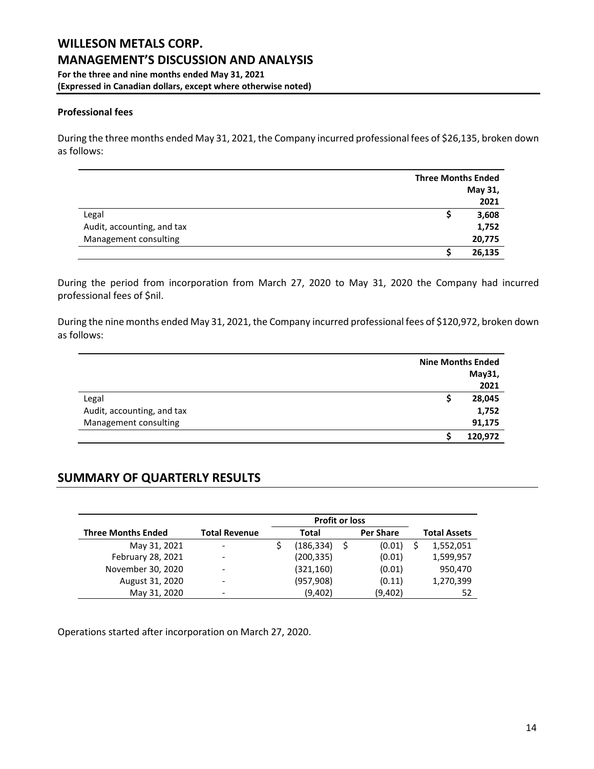### Professional fees

During the three months ended May 31, 2021, the Company incurred professional fees of $26,135, broken down as follows:

| | Three Months Ended May 31, 2021 |
|---|---|
| Legal | $ 3,608 |
| Audit, accounting, and tax | 1,752 |
| Management consulting | 20,775 |
| | $ 26,135 |

During the period from incorporation from March 27, 2020 to May 31, 2020 the Company had incurred professional fees of $nil.

During the nine months ended May 31, 2021, the Company incurred professional fees of $120,972, broken down as follows:

| | Nine Months Ended May31, 2021 |
|---|---|
| Legal | $ 28,045 |
| Audit, accounting, and tax | 1,752 |
| Management consulting | 91,175 |
| | $ 120,972 |

## SUMMARY OF QUARTERLY RESULTS

| | | Profit or loss | | |
|---|---|---|---|---|
| Three Months Ended | Total Revenue | Total | Per Share | Total Assets |
| May 31, 2021 | - | $ (186,334) | $ (0.01) | $ 1,552,051 |
| February 28, 2021 | - | (200,335) | (0.01) | 1,599,957 |
| November 30, 2020 | - | (321,160) | (0.01) | 950,470 |
| August 31, 2020 | - | (957,908) | (0.11) | 1,270,399 |
| May 31, 2020 | - | (9,402) | (9,402) | 52 |

Operations started after incorporation on March 27, 2020.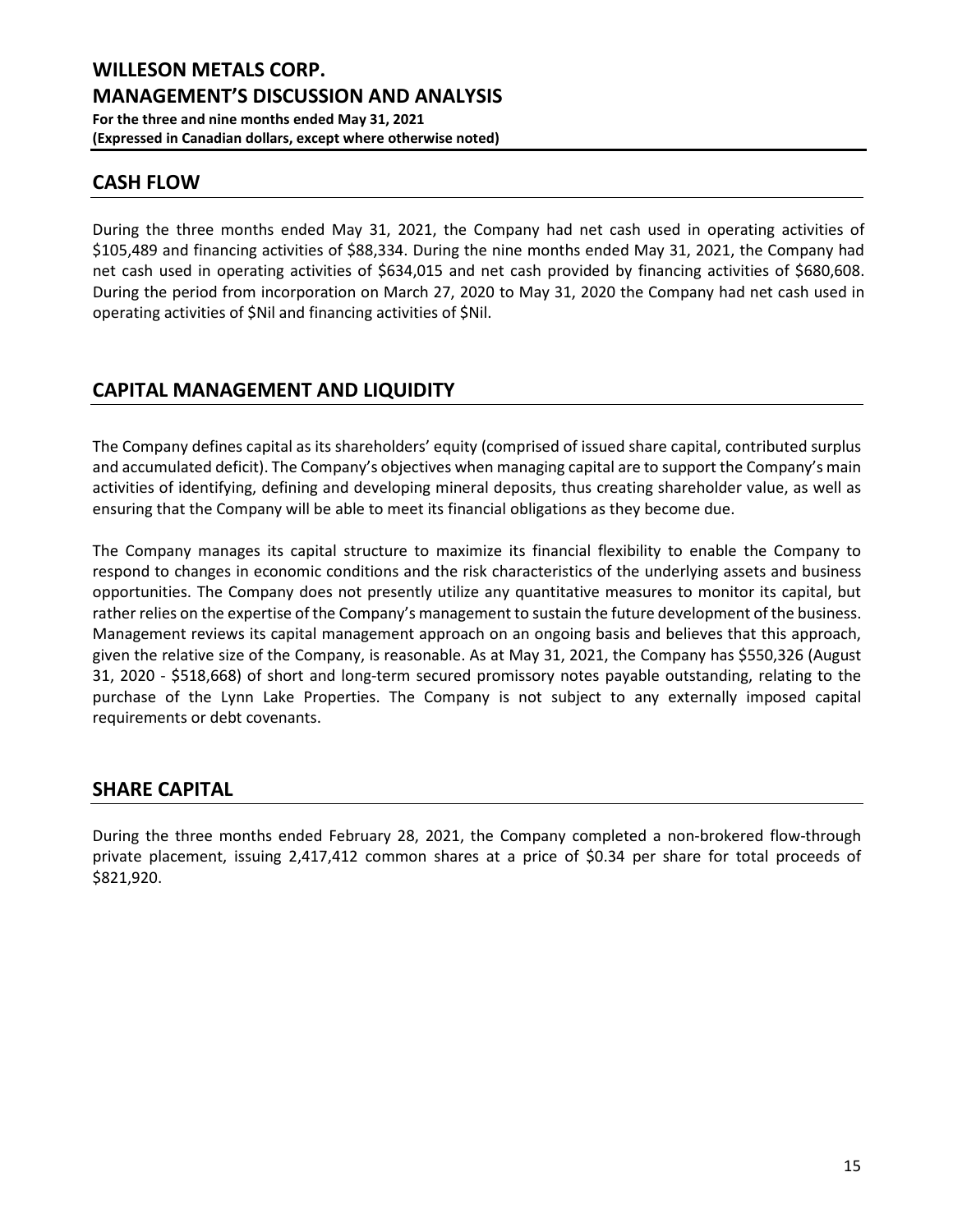## CASH FLOW

During the three months ended May 31, 2021, the Company had net cash used in operating activities of $105,489 and financing activities of $88,334. During the nine months ended May 31, 2021, the Company had net cash used in operating activities of $634,015 and net cash provided by financing activities of $680,608. During the period from incorporation on March 27, 2020 to May 31, 2020 the Company had net cash used in operating activities of $Nil and financing activities of $Nil.

## CAPITAL MANAGEMENT AND LIQUIDITY

The Company defines capital as its shareholders' equity (comprised of issued share capital, contributed surplus and accumulated deficit). The Company's objectives when managing capital are to support the Company's main activities of identifying, defining and developing mineral deposits, thus creating shareholder value, as well as ensuring that the Company will be able to meet its financial obligations as they become due.

The Company manages its capital structure to maximize its financial flexibility to enable the Company to respond to changes in economic conditions and the risk characteristics of the underlying assets and business opportunities. The Company does not presently utilize any quantitative measures to monitor its capital, but rather relies on the expertise of the Company's management to sustain the future development of the business. Management reviews its capital management approach on an ongoing basis and believes that this approach, given the relative size of the Company, is reasonable. As at May 31, 2021, the Company has $550,326 (August 31, 2020 - $518,668) of short and long-term secured promissory notes payable outstanding, relating to the purchase of the Lynn Lake Properties. The Company is not subject to any externally imposed capital requirements or debt covenants.

## SHARE CAPITAL

During the three months ended February 28, 2021, the Company completed a non-brokered flow-through private placement, issuing 2,417,412 common shares at a price of $0.34 per share for total proceeds of $821,920.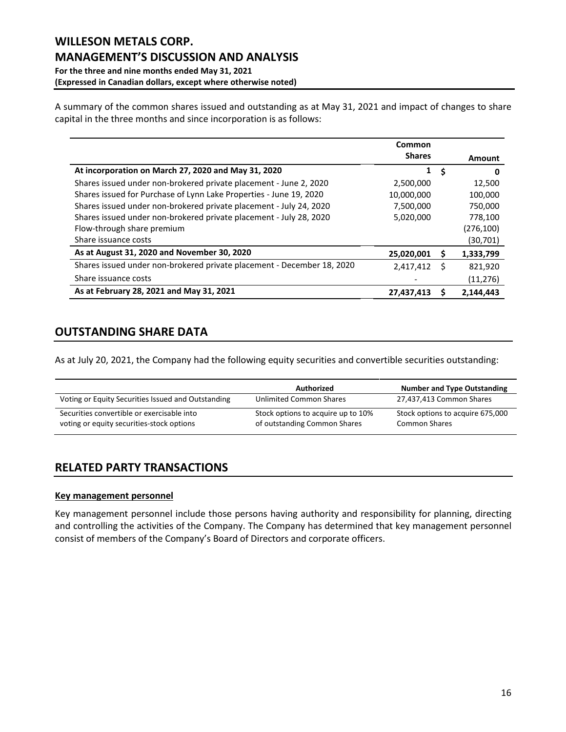A summary of the common shares issued and outstanding as at May 31, 2021 and impact of changes to share capital in the three months and since incorporation is as follows:

| | Common Shares | Amount |
|---|---|---|
| **At incorporation on March 27, 2020 and May 31, 2020** | **1** | **$ 0** |
| Shares issued under non-brokered private placement - June 2, 2020 | 2,500,000 | 12,500 |
| Shares issued for Purchase of Lynn Lake Properties - June 19, 2020 | 10,000,000 | 100,000 |
| Shares issued under non-brokered private placement - July 24, 2020 | 7,500,000 | 750,000 |
| Shares issued under non-brokered private placement - July 28, 2020 | 5,020,000 | 778,100 |
| Flow-through share premium | | (276,100) |
| Share issuance costs | | (30,701) |
| **As at August 31, 2020 and November 30, 2020** | **25,020,001** | **$ 1,333,799** |
| Shares issued under non-brokered private placement - December 18, 2020 | 2,417,412 | $ 821,920 |
| Share issuance costs | - | (11,276) |
| **As at February 28, 2021 and May 31, 2021** | **27,437,413** | **$ 2,144,443** |

## OUTSTANDING SHARE DATA

As at July 20, 2021, the Company had the following equity securities and convertible securities outstanding:

| | Authorized | Number and Type Outstanding |
|---|---|---|
| Voting or Equity Securities Issued and Outstanding | Unlimited Common Shares | 27,437,413 Common Shares |
| Securities convertible or exercisable into voting or equity securities-stock options | Stock options to acquire up to 10% of outstanding Common Shares | Stock options to acquire 675,000 Common Shares |

## RELATED PARTY TRANSACTIONS

### Key management personnel

Key management personnel include those persons having authority and responsibility for planning, directing and controlling the activities of the Company. The Company has determined that key management personnel consist of members of the Company's Board of Directors and corporate officers.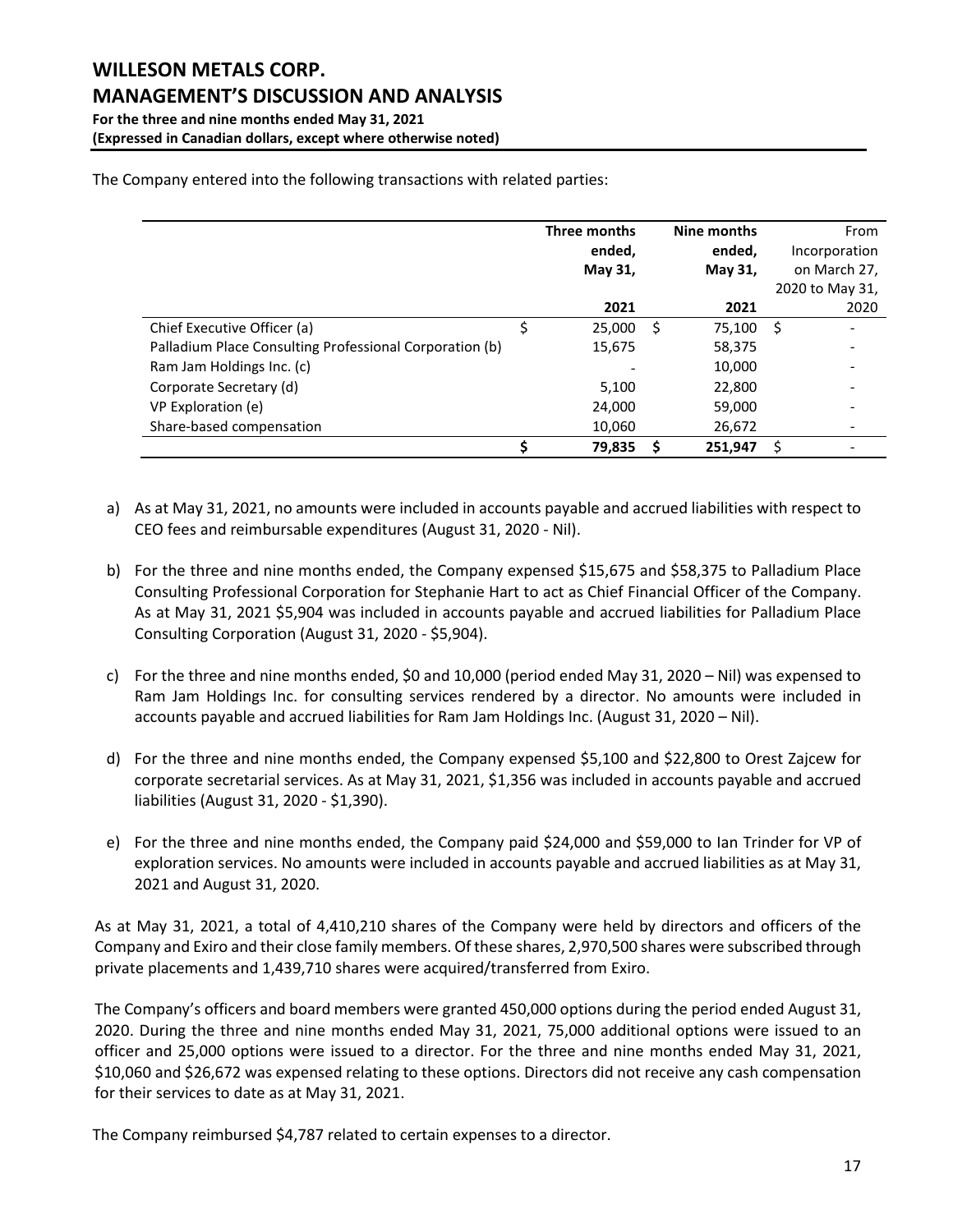The Company entered into the following transactions with related parties:

| | Three months ended, May 31, 2021 | Nine months ended, May 31, 2021 | From Incorporation on March 27, 2020 to May 31, 2020 |
|---|---|---|---|
| Chief Executive Officer (a) | $ 25,000 | $ 75,100 | $ - |
| Palladium Place Consulting Professional Corporation (b) | 15,675 | 58,375 | - |
| Ram Jam Holdings Inc. (c) | - | 10,000 | - |
| Corporate Secretary (d) | 5,100 | 22,800 | - |
| VP Exploration (e) | 24,000 | 59,000 | - |
| Share-based compensation | 10,060 | 26,672 | - |
| | **$ 79,835** | **$ 251,947** | $ - |

a) As at May 31, 2021, no amounts were included in accounts payable and accrued liabilities with respect to CEO fees and reimbursable expenditures (August 31, 2020 - Nil).

b) For the three and nine months ended, the Company expensed $15,675 and $58,375 to Palladium Place Consulting Professional Corporation for Stephanie Hart to act as Chief Financial Officer of the Company. As at May 31, 2021 $5,904 was included in accounts payable and accrued liabilities for Palladium Place Consulting Corporation (August 31, 2020 - $5,904).

c) For the three and nine months ended, $0 and 10,000 (period ended May 31, 2020 – Nil) was expensed to Ram Jam Holdings Inc. for consulting services rendered by a director. No amounts were included in accounts payable and accrued liabilities for Ram Jam Holdings Inc. (August 31, 2020 – Nil).

d) For the three and nine months ended, the Company expensed $5,100 and $22,800 to Orest Zajcew for corporate secretarial services. As at May 31, 2021, $1,356 was included in accounts payable and accrued liabilities (August 31, 2020 - $1,390).

e) For the three and nine months ended, the Company paid $24,000 and $59,000 to Ian Trinder for VP of exploration services. No amounts were included in accounts payable and accrued liabilities as at May 31, 2021 and August 31, 2020.

As at May 31, 2021, a total of 4,410,210 shares of the Company were held by directors and officers of the Company and Exiro and their close family members. Of these shares, 2,970,500 shares were subscribed through private placements and 1,439,710 shares were acquired/transferred from Exiro.

The Company's officers and board members were granted 450,000 options during the period ended August 31, 2020. During the three and nine months ended May 31, 2021, 75,000 additional options were issued to an officer and 25,000 options were issued to a director. For the three and nine months ended May 31, 2021, $10,060 and $26,672 was expensed relating to these options. Directors did not receive any cash compensation for their services to date as at May 31, 2021.

The Company reimbursed $4,787 related to certain expenses to a director.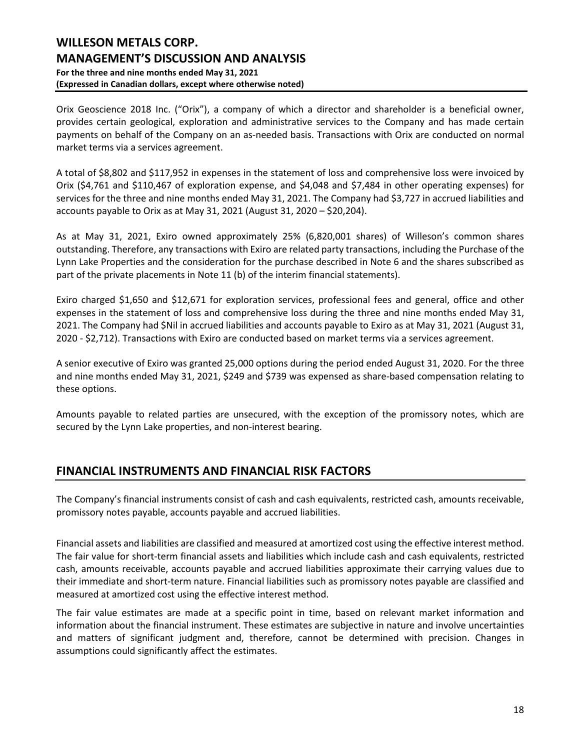Orix Geoscience 2018 Inc. ("Orix"), a company of which a director and shareholder is a beneficial owner, provides certain geological, exploration and administrative services to the Company and has made certain payments on behalf of the Company on an as-needed basis. Transactions with Orix are conducted on normal market terms via a services agreement.

A total of $8,802 and $117,952 in expenses in the statement of loss and comprehensive loss were invoiced by Orix ($4,761 and $110,467 of exploration expense, and $4,048 and $7,484 in other operating expenses) for services for the three and nine months ended May 31, 2021. The Company had $3,727 in accrued liabilities and accounts payable to Orix as at May 31, 2021 (August 31, 2020 – $20,204).

As at May 31, 2021, Exiro owned approximately 25% (6,820,001 shares) of Willeson's common shares outstanding. Therefore, any transactions with Exiro are related party transactions, including the Purchase of the Lynn Lake Properties and the consideration for the purchase described in Note 6 and the shares subscribed as part of the private placements in Note 11 (b) of the interim financial statements).

Exiro charged $1,650 and $12,671 for exploration services, professional fees and general, office and other expenses in the statement of loss and comprehensive loss during the three and nine months ended May 31, 2021. The Company had $Nil in accrued liabilities and accounts payable to Exiro as at May 31, 2021 (August 31, 2020 - $2,712). Transactions with Exiro are conducted based on market terms via a services agreement.

A senior executive of Exiro was granted 25,000 options during the period ended August 31, 2020. For the three and nine months ended May 31, 2021, $249 and $739 was expensed as share-based compensation relating to these options.

Amounts payable to related parties are unsecured, with the exception of the promissory notes, which are secured by the Lynn Lake properties, and non-interest bearing.

## FINANCIAL INSTRUMENTS AND FINANCIAL RISK FACTORS

The Company's financial instruments consist of cash and cash equivalents, restricted cash, amounts receivable, promissory notes payable, accounts payable and accrued liabilities.

Financial assets and liabilities are classified and measured at amortized cost using the effective interest method. The fair value for short-term financial assets and liabilities which include cash and cash equivalents, restricted cash, amounts receivable, accounts payable and accrued liabilities approximate their carrying values due to their immediate and short-term nature. Financial liabilities such as promissory notes payable are classified and measured at amortized cost using the effective interest method.

The fair value estimates are made at a specific point in time, based on relevant market information and information about the financial instrument. These estimates are subjective in nature and involve uncertainties and matters of significant judgment and, therefore, cannot be determined with precision. Changes in assumptions could significantly affect the estimates.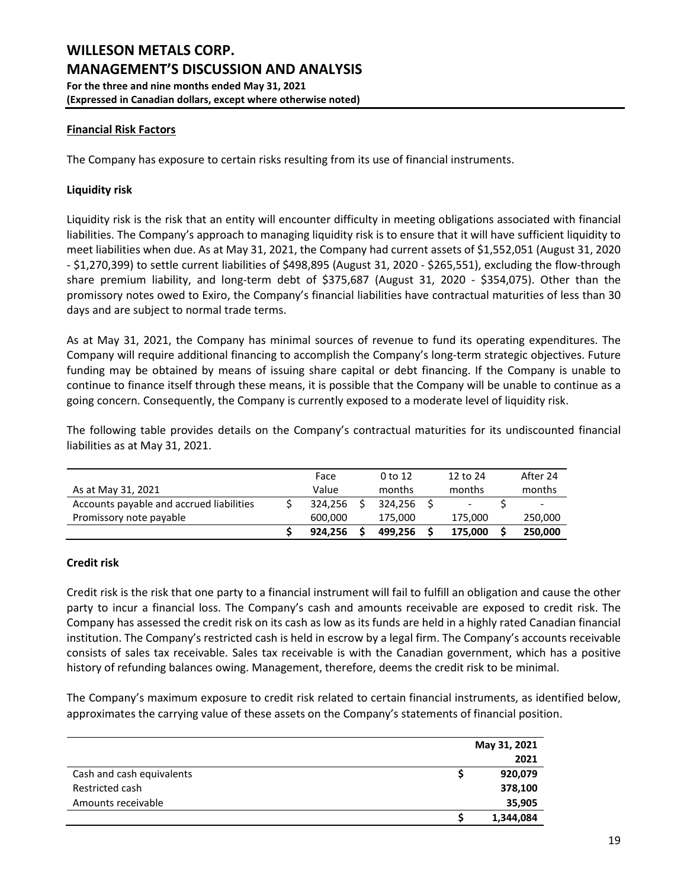### Financial Risk Factors

The Company has exposure to certain risks resulting from its use of financial instruments.

**Liquidity risk**

Liquidity risk is the risk that an entity will encounter difficulty in meeting obligations associated with financial liabilities. The Company's approach to managing liquidity risk is to ensure that it will have sufficient liquidity to meet liabilities when due. As at May 31, 2021, the Company had current assets of $1,552,051 (August 31, 2020 - $1,270,399) to settle current liabilities of $498,895 (August 31, 2020 - $265,551), excluding the flow-through share premium liability, and long-term debt of $375,687 (August 31, 2020 - $354,075). Other than the promissory notes owed to Exiro, the Company's financial liabilities have contractual maturities of less than 30 days and are subject to normal trade terms.

As at May 31, 2021, the Company has minimal sources of revenue to fund its operating expenditures. The Company will require additional financing to accomplish the Company's long-term strategic objectives. Future funding may be obtained by means of issuing share capital or debt financing. If the Company is unable to continue to finance itself through these means, it is possible that the Company will be unable to continue as a going concern. Consequently, the Company is currently exposed to a moderate level of liquidity risk.

The following table provides details on the Company's contractual maturities for its undiscounted financial liabilities as at May 31, 2021.

| As at May 31, 2021 | Face Value | 0 to 12 months | 12 to 24 months | After 24 months |
|---|---|---|---|---|
| Accounts payable and accrued liabilities | $ 324,256 | $ 324,256 | $ - | $ - |
| Promissory note payable | 600,000 | 175,000 | 175,000 | 250,000 |
| | **$ 924,256** | **$ 499,256** | **$ 175,000** | **$ 250,000** |

**Credit risk**

Credit risk is the risk that one party to a financial instrument will fail to fulfill an obligation and cause the other party to incur a financial loss. The Company's cash and amounts receivable are exposed to credit risk. The Company has assessed the credit risk on its cash as low as its funds are held in a highly rated Canadian financial institution. The Company's restricted cash is held in escrow by a legal firm. The Company's accounts receivable consists of sales tax receivable. Sales tax receivable is with the Canadian government, which has a positive history of refunding balances owing. Management, therefore, deems the credit risk to be minimal.

The Company's maximum exposure to credit risk related to certain financial instruments, as identified below, approximates the carrying value of these assets on the Company's statements of financial position.

| | **May 31, 2021 2021** |
|---|---|
| Cash and cash equivalents | **$ 920,079** |
| Restricted cash | **378,100** |
| Amounts receivable | **35,905** |
| | **$ 1,344,084** |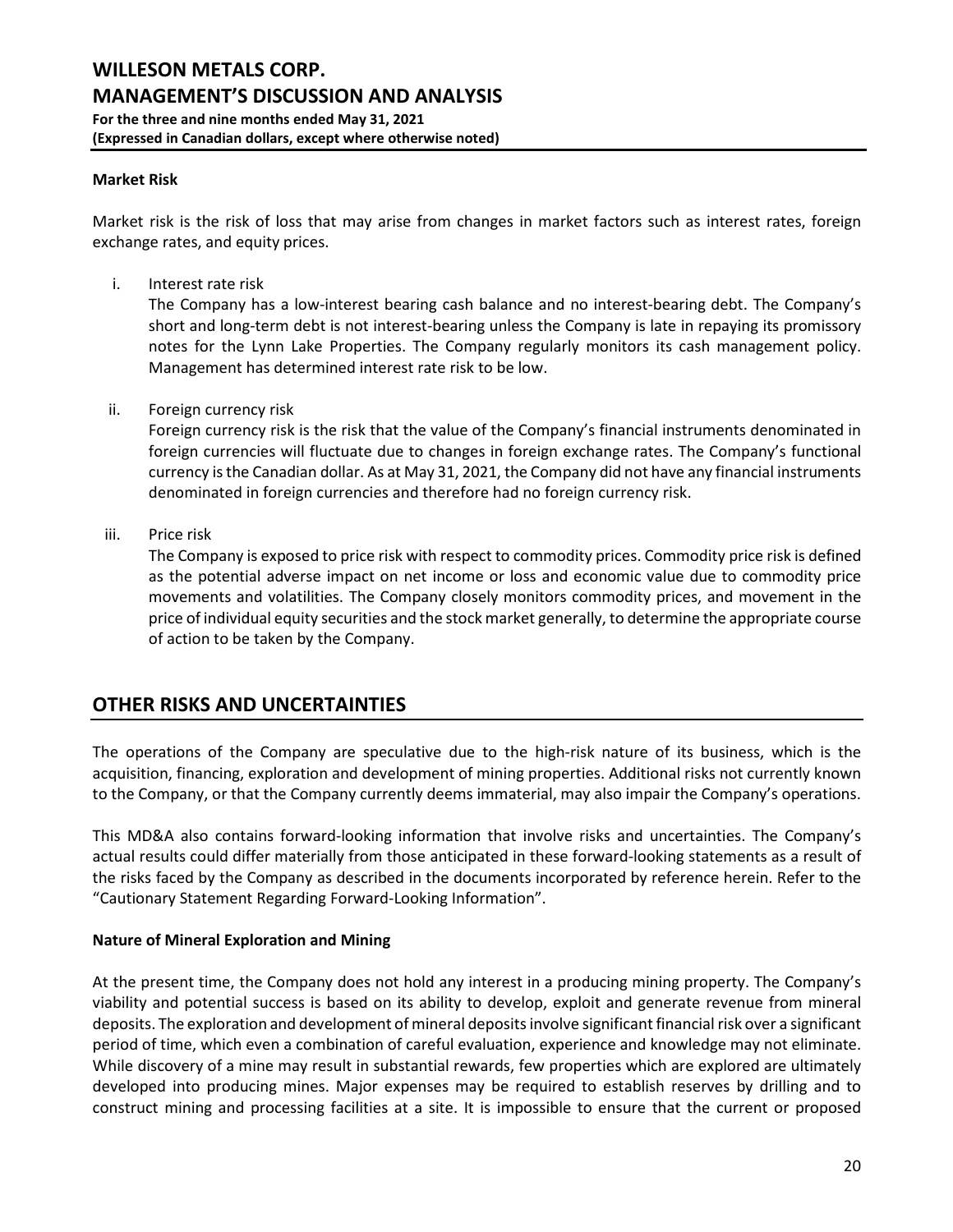**Market Risk**

Market risk is the risk of loss that may arise from changes in market factors such as interest rates, foreign exchange rates, and equity prices.

i. Interest rate risk
   The Company has a low-interest bearing cash balance and no interest-bearing debt. The Company's short and long-term debt is not interest-bearing unless the Company is late in repaying its promissory notes for the Lynn Lake Properties. The Company regularly monitors its cash management policy. Management has determined interest rate risk to be low.

ii. Foreign currency risk
   Foreign currency risk is the risk that the value of the Company's financial instruments denominated in foreign currencies will fluctuate due to changes in foreign exchange rates. The Company's functional currency is the Canadian dollar. As at May 31, 2021, the Company did not have any financial instruments denominated in foreign currencies and therefore had no foreign currency risk.

iii. Price risk
   The Company is exposed to price risk with respect to commodity prices. Commodity price risk is defined as the potential adverse impact on net income or loss and economic value due to commodity price movements and volatilities. The Company closely monitors commodity prices, and movement in the price of individual equity securities and the stock market generally, to determine the appropriate course of action to be taken by the Company.

## OTHER RISKS AND UNCERTAINTIES

The operations of the Company are speculative due to the high-risk nature of its business, which is the acquisition, financing, exploration and development of mining properties. Additional risks not currently known to the Company, or that the Company currently deems immaterial, may also impair the Company's operations.

This MD&A also contains forward-looking information that involve risks and uncertainties. The Company's actual results could differ materially from those anticipated in these forward-looking statements as a result of the risks faced by the Company as described in the documents incorporated by reference herein. Refer to the "Cautionary Statement Regarding Forward-Looking Information".

**Nature of Mineral Exploration and Mining**

At the present time, the Company does not hold any interest in a producing mining property. The Company's viability and potential success is based on its ability to develop, exploit and generate revenue from mineral deposits. The exploration and development of mineral deposits involve significant financial risk over a significant period of time, which even a combination of careful evaluation, experience and knowledge may not eliminate. While discovery of a mine may result in substantial rewards, few properties which are explored are ultimately developed into producing mines. Major expenses may be required to establish reserves by drilling and to construct mining and processing facilities at a site. It is impossible to ensure that the current or proposed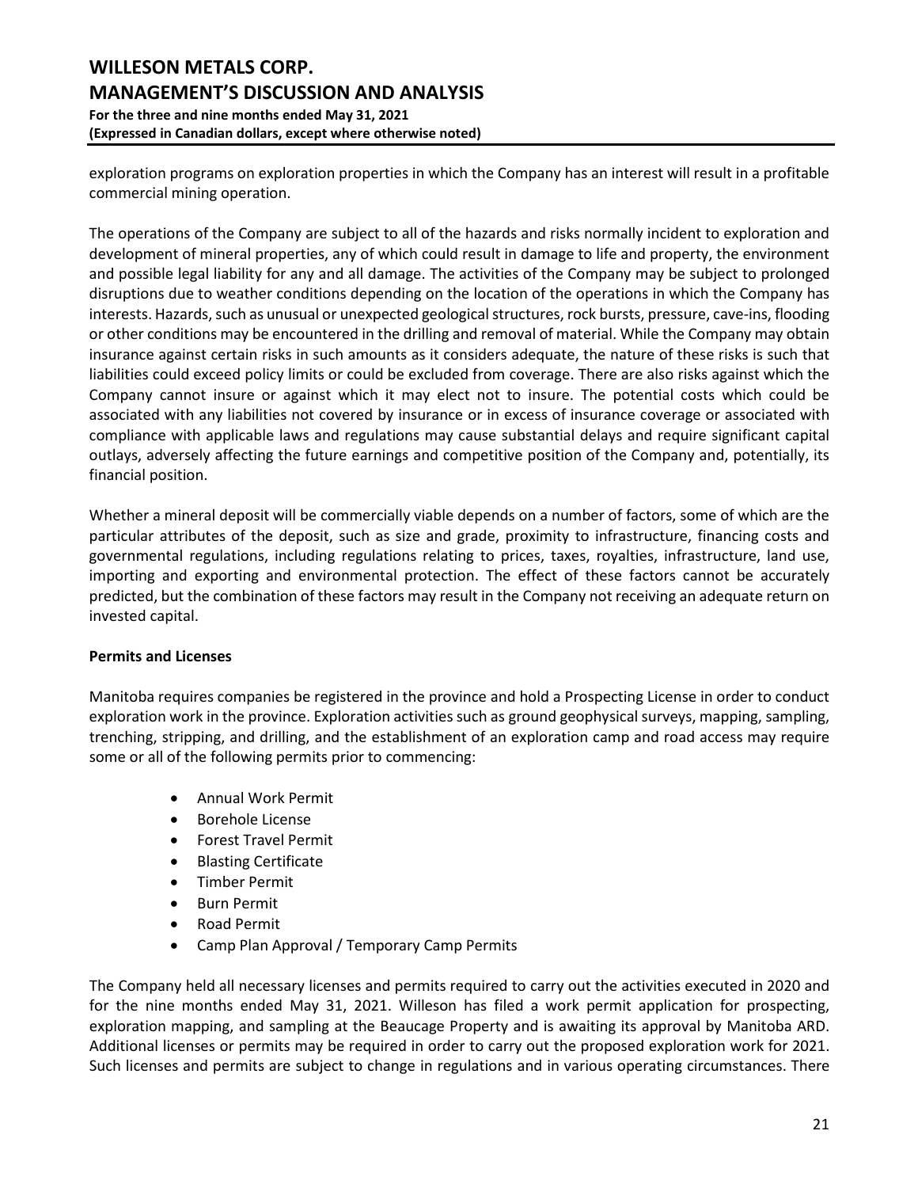exploration programs on exploration properties in which the Company has an interest will result in a profitable commercial mining operation.

The operations of the Company are subject to all of the hazards and risks normally incident to exploration and development of mineral properties, any of which could result in damage to life and property, the environment and possible legal liability for any and all damage. The activities of the Company may be subject to prolonged disruptions due to weather conditions depending on the location of the operations in which the Company has interests. Hazards, such as unusual or unexpected geological structures, rock bursts, pressure, cave-ins, flooding or other conditions may be encountered in the drilling and removal of material. While the Company may obtain insurance against certain risks in such amounts as it considers adequate, the nature of these risks is such that liabilities could exceed policy limits or could be excluded from coverage. There are also risks against which the Company cannot insure or against which it may elect not to insure. The potential costs which could be associated with any liabilities not covered by insurance or in excess of insurance coverage or associated with compliance with applicable laws and regulations may cause substantial delays and require significant capital outlays, adversely affecting the future earnings and competitive position of the Company and, potentially, its financial position.

Whether a mineral deposit will be commercially viable depends on a number of factors, some of which are the particular attributes of the deposit, such as size and grade, proximity to infrastructure, financing costs and governmental regulations, including regulations relating to prices, taxes, royalties, infrastructure, land use, importing and exporting and environmental protection. The effect of these factors cannot be accurately predicted, but the combination of these factors may result in the Company not receiving an adequate return on invested capital.

**Permits and Licenses**

Manitoba requires companies be registered in the province and hold a Prospecting License in order to conduct exploration work in the province. Exploration activities such as ground geophysical surveys, mapping, sampling, trenching, stripping, and drilling, and the establishment of an exploration camp and road access may require some or all of the following permits prior to commencing:

- Annual Work Permit
- Borehole License
- Forest Travel Permit
- Blasting Certificate
- Timber Permit
- Burn Permit
- Road Permit
- Camp Plan Approval / Temporary Camp Permits

The Company held all necessary licenses and permits required to carry out the activities executed in 2020 and for the nine months ended May 31, 2021. Willeson has filed a work permit application for prospecting, exploration mapping, and sampling at the Beaucage Property and is awaiting its approval by Manitoba ARD. Additional licenses or permits may be required in order to carry out the proposed exploration work for 2021. Such licenses and permits are subject to change in regulations and in various operating circumstances. There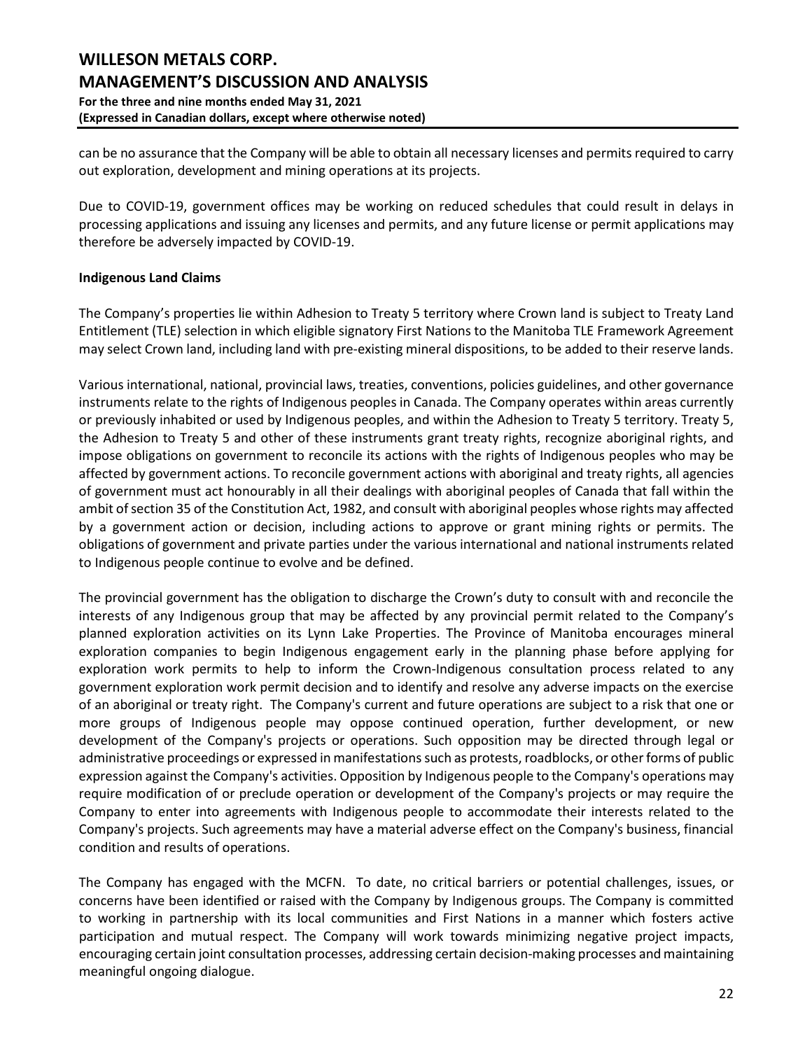can be no assurance that the Company will be able to obtain all necessary licenses and permits required to carry out exploration, development and mining operations at its projects.

Due to COVID-19, government offices may be working on reduced schedules that could result in delays in processing applications and issuing any licenses and permits, and any future license or permit applications may therefore be adversely impacted by COVID-19.

**Indigenous Land Claims**

The Company's properties lie within Adhesion to Treaty 5 territory where Crown land is subject to Treaty Land Entitlement (TLE) selection in which eligible signatory First Nations to the Manitoba TLE Framework Agreement may select Crown land, including land with pre-existing mineral dispositions, to be added to their reserve lands.

Various international, national, provincial laws, treaties, conventions, policies guidelines, and other governance instruments relate to the rights of Indigenous peoples in Canada. The Company operates within areas currently or previously inhabited or used by Indigenous peoples, and within the Adhesion to Treaty 5 territory. Treaty 5, the Adhesion to Treaty 5 and other of these instruments grant treaty rights, recognize aboriginal rights, and impose obligations on government to reconcile its actions with the rights of Indigenous peoples who may be affected by government actions. To reconcile government actions with aboriginal and treaty rights, all agencies of government must act honourably in all their dealings with aboriginal peoples of Canada that fall within the ambit of section 35 of the Constitution Act, 1982, and consult with aboriginal peoples whose rights may affected by a government action or decision, including actions to approve or grant mining rights or permits. The obligations of government and private parties under the various international and national instruments related to Indigenous people continue to evolve and be defined.

The provincial government has the obligation to discharge the Crown's duty to consult with and reconcile the interests of any Indigenous group that may be affected by any provincial permit related to the Company's planned exploration activities on its Lynn Lake Properties. The Province of Manitoba encourages mineral exploration companies to begin Indigenous engagement early in the planning phase before applying for exploration work permits to help to inform the Crown-Indigenous consultation process related to any government exploration work permit decision and to identify and resolve any adverse impacts on the exercise of an aboriginal or treaty right. The Company's current and future operations are subject to a risk that one or more groups of Indigenous people may oppose continued operation, further development, or new development of the Company's projects or operations. Such opposition may be directed through legal or administrative proceedings or expressed in manifestations such as protests, roadblocks, or other forms of public expression against the Company's activities. Opposition by Indigenous people to the Company's operations may require modification of or preclude operation or development of the Company's projects or may require the Company to enter into agreements with Indigenous people to accommodate their interests related to the Company's projects. Such agreements may have a material adverse effect on the Company's business, financial condition and results of operations.

The Company has engaged with the MCFN. To date, no critical barriers or potential challenges, issues, or concerns have been identified or raised with the Company by Indigenous groups. The Company is committed to working in partnership with its local communities and First Nations in a manner which fosters active participation and mutual respect. The Company will work towards minimizing negative project impacts, encouraging certain joint consultation processes, addressing certain decision-making processes and maintaining meaningful ongoing dialogue.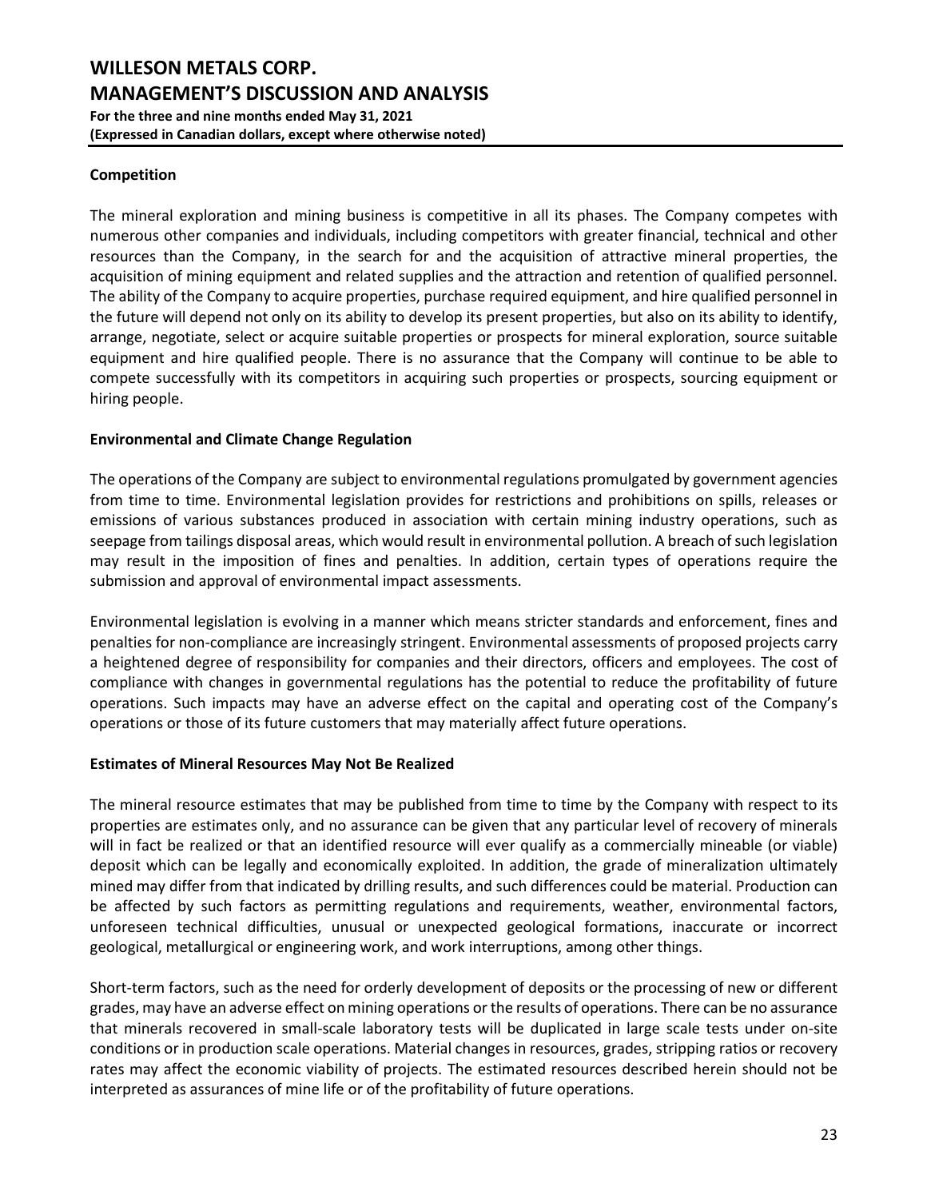### Competition

The mineral exploration and mining business is competitive in all its phases. The Company competes with numerous other companies and individuals, including competitors with greater financial, technical and other resources than the Company, in the search for and the acquisition of attractive mineral properties, the acquisition of mining equipment and related supplies and the attraction and retention of qualified personnel. The ability of the Company to acquire properties, purchase required equipment, and hire qualified personnel in the future will depend not only on its ability to develop its present properties, but also on its ability to identify, arrange, negotiate, select or acquire suitable properties or prospects for mineral exploration, source suitable equipment and hire qualified people. There is no assurance that the Company will continue to be able to compete successfully with its competitors in acquiring such properties or prospects, sourcing equipment or hiring people.

### Environmental and Climate Change Regulation

The operations of the Company are subject to environmental regulations promulgated by government agencies from time to time. Environmental legislation provides for restrictions and prohibitions on spills, releases or emissions of various substances produced in association with certain mining industry operations, such as seepage from tailings disposal areas, which would result in environmental pollution. A breach of such legislation may result in the imposition of fines and penalties. In addition, certain types of operations require the submission and approval of environmental impact assessments.

Environmental legislation is evolving in a manner which means stricter standards and enforcement, fines and penalties for non-compliance are increasingly stringent. Environmental assessments of proposed projects carry a heightened degree of responsibility for companies and their directors, officers and employees. The cost of compliance with changes in governmental regulations has the potential to reduce the profitability of future operations. Such impacts may have an adverse effect on the capital and operating cost of the Company's operations or those of its future customers that may materially affect future operations.

### Estimates of Mineral Resources May Not Be Realized

The mineral resource estimates that may be published from time to time by the Company with respect to its properties are estimates only, and no assurance can be given that any particular level of recovery of minerals will in fact be realized or that an identified resource will ever qualify as a commercially mineable (or viable) deposit which can be legally and economically exploited. In addition, the grade of mineralization ultimately mined may differ from that indicated by drilling results, and such differences could be material. Production can be affected by such factors as permitting regulations and requirements, weather, environmental factors, unforeseen technical difficulties, unusual or unexpected geological formations, inaccurate or incorrect geological, metallurgical or engineering work, and work interruptions, among other things.

Short-term factors, such as the need for orderly development of deposits or the processing of new or different grades, may have an adverse effect on mining operations or the results of operations. There can be no assurance that minerals recovered in small-scale laboratory tests will be duplicated in large scale tests under on-site conditions or in production scale operations. Material changes in resources, grades, stripping ratios or recovery rates may affect the economic viability of projects. The estimated resources described herein should not be interpreted as assurances of mine life or of the profitability of future operations.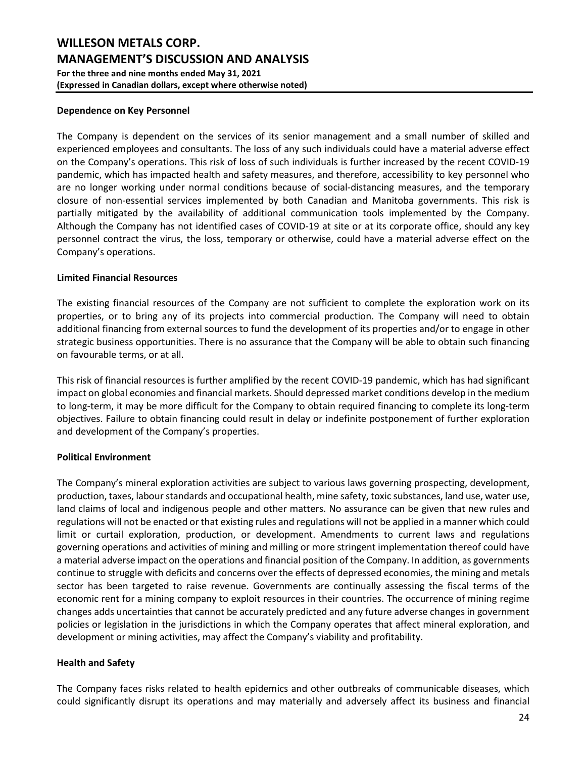#### Dependence on Key Personnel

The Company is dependent on the services of its senior management and a small number of skilled and experienced employees and consultants. The loss of any such individuals could have a material adverse effect on the Company's operations. This risk of loss of such individuals is further increased by the recent COVID-19 pandemic, which has impacted health and safety measures, and therefore, accessibility to key personnel who are no longer working under normal conditions because of social-distancing measures, and the temporary closure of non-essential services implemented by both Canadian and Manitoba governments. This risk is partially mitigated by the availability of additional communication tools implemented by the Company. Although the Company has not identified cases of COVID-19 at site or at its corporate office, should any key personnel contract the virus, the loss, temporary or otherwise, could have a material adverse effect on the Company's operations.

#### Limited Financial Resources

The existing financial resources of the Company are not sufficient to complete the exploration work on its properties, or to bring any of its projects into commercial production. The Company will need to obtain additional financing from external sources to fund the development of its properties and/or to engage in other strategic business opportunities. There is no assurance that the Company will be able to obtain such financing on favourable terms, or at all.

This risk of financial resources is further amplified by the recent COVID-19 pandemic, which has had significant impact on global economies and financial markets. Should depressed market conditions develop in the medium to long-term, it may be more difficult for the Company to obtain required financing to complete its long-term objectives. Failure to obtain financing could result in delay or indefinite postponement of further exploration and development of the Company's properties.

#### Political Environment

The Company's mineral exploration activities are subject to various laws governing prospecting, development, production, taxes, labour standards and occupational health, mine safety, toxic substances, land use, water use, land claims of local and indigenous people and other matters. No assurance can be given that new rules and regulations will not be enacted or that existing rules and regulations will not be applied in a manner which could limit or curtail exploration, production, or development. Amendments to current laws and regulations governing operations and activities of mining and milling or more stringent implementation thereof could have a material adverse impact on the operations and financial position of the Company. In addition, as governments continue to struggle with deficits and concerns over the effects of depressed economies, the mining and metals sector has been targeted to raise revenue. Governments are continually assessing the fiscal terms of the economic rent for a mining company to exploit resources in their countries. The occurrence of mining regime changes adds uncertainties that cannot be accurately predicted and any future adverse changes in government policies or legislation in the jurisdictions in which the Company operates that affect mineral exploration, and development or mining activities, may affect the Company's viability and profitability.

#### Health and Safety

The Company faces risks related to health epidemics and other outbreaks of communicable diseases, which could significantly disrupt its operations and may materially and adversely affect its business and financial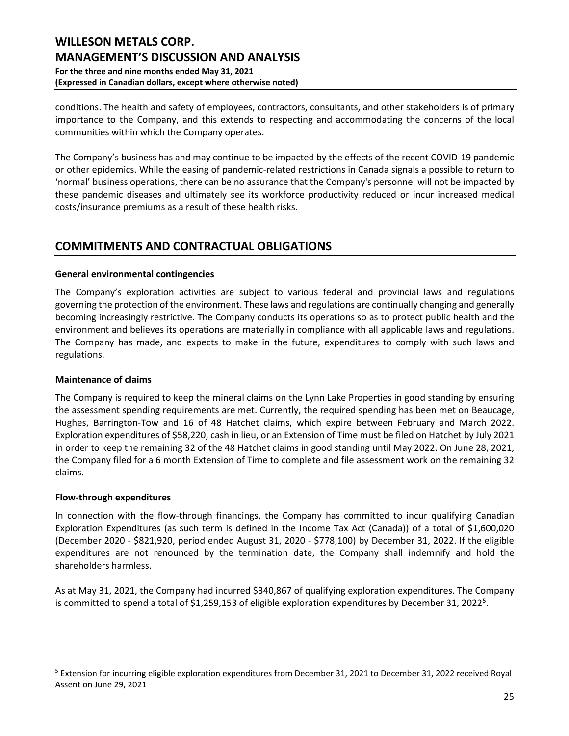conditions. The health and safety of employees, contractors, consultants, and other stakeholders is of primary importance to the Company, and this extends to respecting and accommodating the concerns of the local communities within which the Company operates.

The Company's business has and may continue to be impacted by the effects of the recent COVID-19 pandemic or other epidemics. While the easing of pandemic-related restrictions in Canada signals a possible to return to 'normal' business operations, there can be no assurance that the Company's personnel will not be impacted by these pandemic diseases and ultimately see its workforce productivity reduced or incur increased medical costs/insurance premiums as a result of these health risks.

## COMMITMENTS AND CONTRACTUAL OBLIGATIONS

### General environmental contingencies

The Company's exploration activities are subject to various federal and provincial laws and regulations governing the protection of the environment. These laws and regulations are continually changing and generally becoming increasingly restrictive. The Company conducts its operations so as to protect public health and the environment and believes its operations are materially in compliance with all applicable laws and regulations. The Company has made, and expects to make in the future, expenditures to comply with such laws and regulations.

### Maintenance of claims

The Company is required to keep the mineral claims on the Lynn Lake Properties in good standing by ensuring the assessment spending requirements are met. Currently, the required spending has been met on Beaucage, Hughes, Barrington-Tow and 16 of 48 Hatchet claims, which expire between February and March 2022. Exploration expenditures of $58,220, cash in lieu, or an Extension of Time must be filed on Hatchet by July 2021 in order to keep the remaining 32 of the 48 Hatchet claims in good standing until May 2022. On June 28, 2021, the Company filed for a 6 month Extension of Time to complete and file assessment work on the remaining 32 claims.

### Flow-through expenditures

In connection with the flow-through financings, the Company has committed to incur qualifying Canadian Exploration Expenditures (as such term is defined in the Income Tax Act (Canada)) of a total of $1,600,020 (December 2020 - $821,920, period ended August 31, 2020 - $778,100) by December 31, 2022. If the eligible expenditures are not renounced by the termination date, the Company shall indemnify and hold the shareholders harmless.

As at May 31, 2021, the Company had incurred $340,867 of qualifying exploration expenditures. The Company is committed to spend a total of $1,259,153 of eligible exploration expenditures by December 31, 2022[5].

---

[5] Extension for incurring eligible exploration expenditures from December 31, 2021 to December 31, 2022 received Royal Assent on June 29, 2021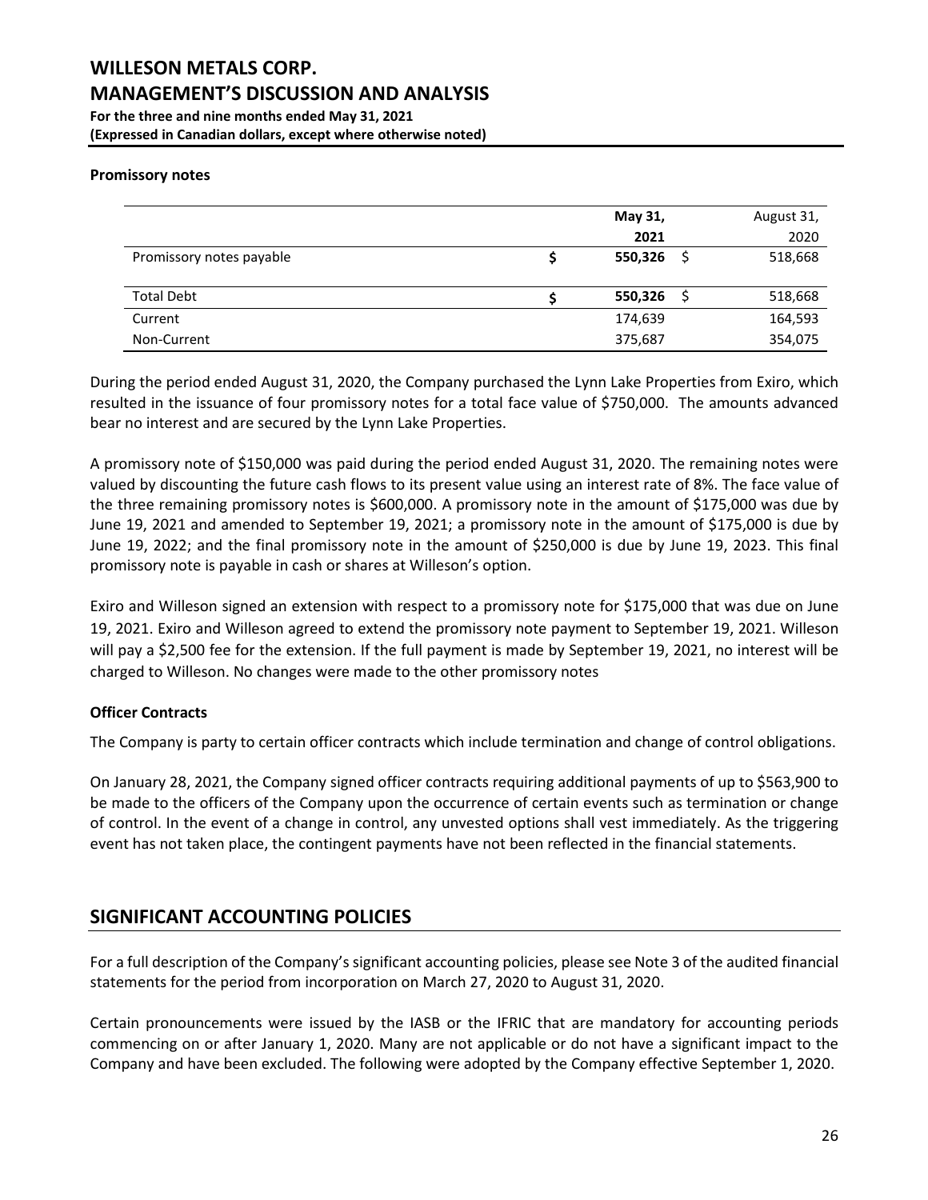#### Promissory notes

| | May 31, 2021 | August 31, 2020 |
|---|---|---|
| Promissory notes payable | $ 550,326 | $ 518,668 |
| Total Debt | $ 550,326 | $ 518,668 |
| Current | 174,639 | 164,593 |
| Non-Current | 375,687 | 354,075 |

During the period ended August 31, 2020, the Company purchased the Lynn Lake Properties from Exiro, which resulted in the issuance of four promissory notes for a total face value of $750,000. The amounts advanced bear no interest and are secured by the Lynn Lake Properties.

A promissory note of $150,000 was paid during the period ended August 31, 2020. The remaining notes were valued by discounting the future cash flows to its present value using an interest rate of 8%. The face value of the three remaining promissory notes is $600,000. A promissory note in the amount of $175,000 was due by June 19, 2021 and amended to September 19, 2021; a promissory note in the amount of $175,000 is due by June 19, 2022; and the final promissory note in the amount of $250,000 is due by June 19, 2023. This final promissory note is payable in cash or shares at Willeson's option.

Exiro and Willeson signed an extension with respect to a promissory note for $175,000 that was due on June 19, 2021. Exiro and Willeson agreed to extend the promissory note payment to September 19, 2021. Willeson will pay a $2,500 fee for the extension. If the full payment is made by September 19, 2021, no interest will be charged to Willeson. No changes were made to the other promissory notes

#### Officer Contracts

The Company is party to certain officer contracts which include termination and change of control obligations.

On January 28, 2021, the Company signed officer contracts requiring additional payments of up to $563,900 to be made to the officers of the Company upon the occurrence of certain events such as termination or change of control. In the event of a change in control, any unvested options shall vest immediately. As the triggering event has not taken place, the contingent payments have not been reflected in the financial statements.

## SIGNIFICANT ACCOUNTING POLICIES

For a full description of the Company's significant accounting policies, please see Note 3 of the audited financial statements for the period from incorporation on March 27, 2020 to August 31, 2020.

Certain pronouncements were issued by the IASB or the IFRIC that are mandatory for accounting periods commencing on or after January 1, 2020. Many are not applicable or do not have a significant impact to the Company and have been excluded. The following were adopted by the Company effective September 1, 2020.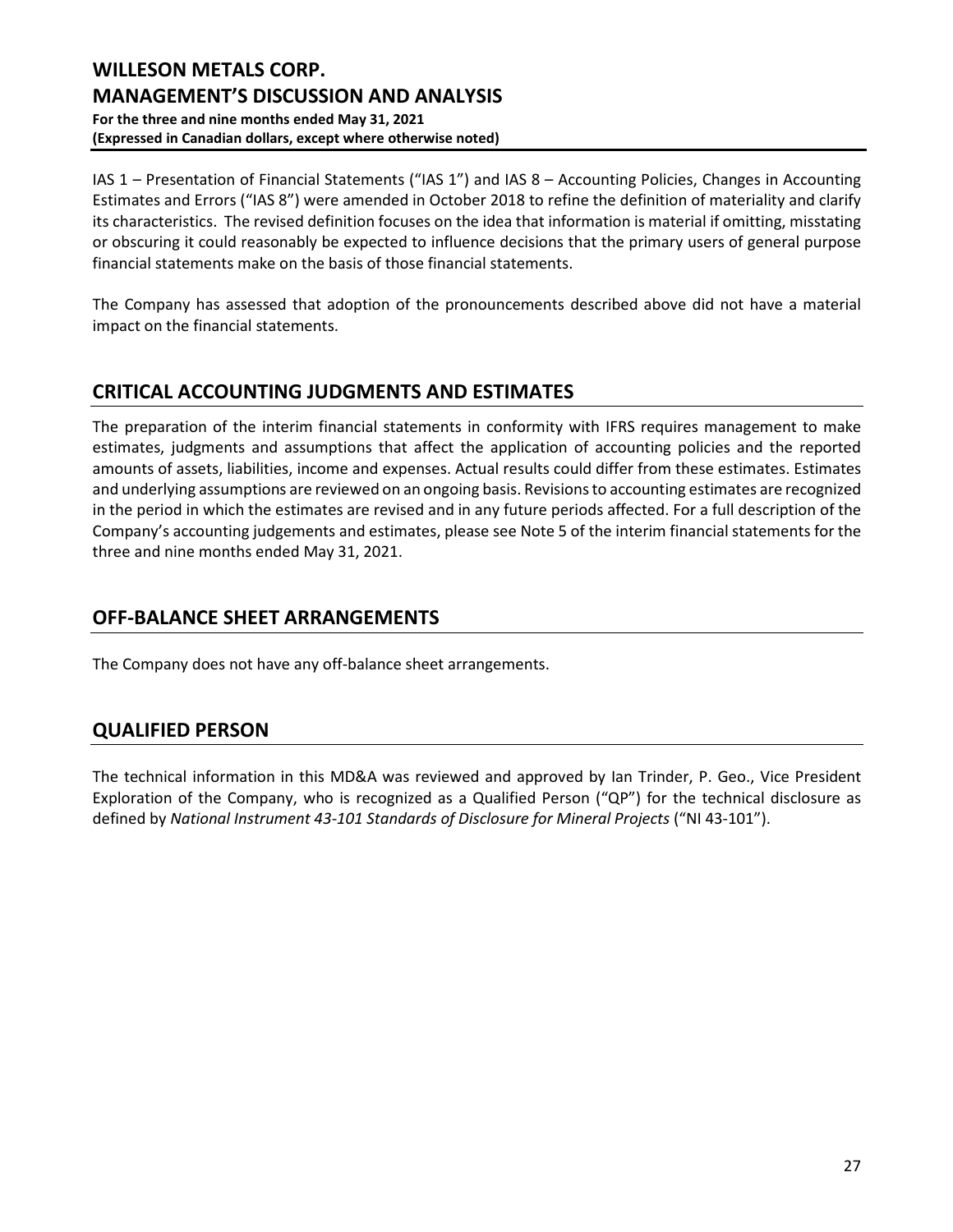IAS 1 – Presentation of Financial Statements ("IAS 1") and IAS 8 – Accounting Policies, Changes in Accounting Estimates and Errors ("IAS 8") were amended in October 2018 to refine the definition of materiality and clarify its characteristics. The revised definition focuses on the idea that information is material if omitting, misstating or obscuring it could reasonably be expected to influence decisions that the primary users of general purpose financial statements make on the basis of those financial statements.

The Company has assessed that adoption of the pronouncements described above did not have a material impact on the financial statements.

## CRITICAL ACCOUNTING JUDGMENTS AND ESTIMATES

The preparation of the interim financial statements in conformity with IFRS requires management to make estimates, judgments and assumptions that affect the application of accounting policies and the reported amounts of assets, liabilities, income and expenses. Actual results could differ from these estimates. Estimates and underlying assumptions are reviewed on an ongoing basis. Revisions to accounting estimates are recognized in the period in which the estimates are revised and in any future periods affected. For a full description of the Company's accounting judgements and estimates, please see Note 5 of the interim financial statements for the three and nine months ended May 31, 2021.

## OFF-BALANCE SHEET ARRANGEMENTS

The Company does not have any off-balance sheet arrangements.

## QUALIFIED PERSON

The technical information in this MD&A was reviewed and approved by Ian Trinder, P. Geo., Vice President Exploration of the Company, who is recognized as a Qualified Person ("QP") for the technical disclosure as defined by *National Instrument 43-101 Standards of Disclosure for Mineral Projects* ("NI 43-101").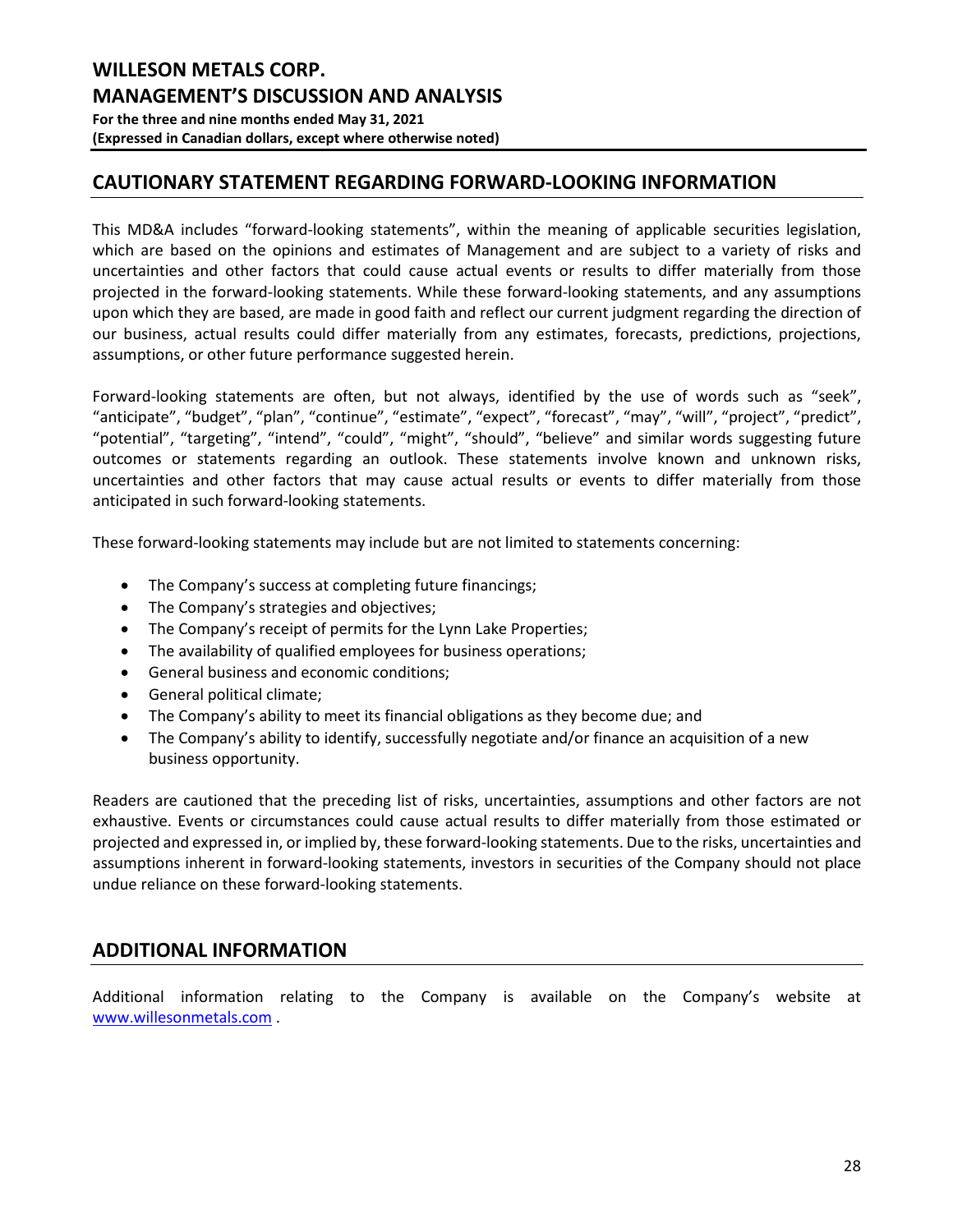## CAUTIONARY STATEMENT REGARDING FORWARD-LOOKING INFORMATION

This MD&A includes "forward-looking statements", within the meaning of applicable securities legislation, which are based on the opinions and estimates of Management and are subject to a variety of risks and uncertainties and other factors that could cause actual events or results to differ materially from those projected in the forward-looking statements. While these forward-looking statements, and any assumptions upon which they are based, are made in good faith and reflect our current judgment regarding the direction of our business, actual results could differ materially from any estimates, forecasts, predictions, projections, assumptions, or other future performance suggested herein.

Forward-looking statements are often, but not always, identified by the use of words such as "seek", "anticipate", "budget", "plan", "continue", "estimate", "expect", "forecast", "may", "will", "project", "predict", "potential", "targeting", "intend", "could", "might", "should", "believe" and similar words suggesting future outcomes or statements regarding an outlook. These statements involve known and unknown risks, uncertainties and other factors that may cause actual results or events to differ materially from those anticipated in such forward-looking statements.

These forward-looking statements may include but are not limited to statements concerning:

- The Company's success at completing future financings;
- The Company's strategies and objectives;
- The Company's receipt of permits for the Lynn Lake Properties;
- The availability of qualified employees for business operations;
- General business and economic conditions;
- General political climate;
- The Company's ability to meet its financial obligations as they become due; and
- The Company's ability to identify, successfully negotiate and/or finance an acquisition of a new business opportunity.

Readers are cautioned that the preceding list of risks, uncertainties, assumptions and other factors are not exhaustive. Events or circumstances could cause actual results to differ materially from those estimated or projected and expressed in, or implied by, these forward-looking statements. Due to the risks, uncertainties and assumptions inherent in forward-looking statements, investors in securities of the Company should not place undue reliance on these forward-looking statements.

## ADDITIONAL INFORMATION

Additional information relating to the Company is available on the Company's website at [www.willesonmetals.com](http://www.willesonmetals.com) .